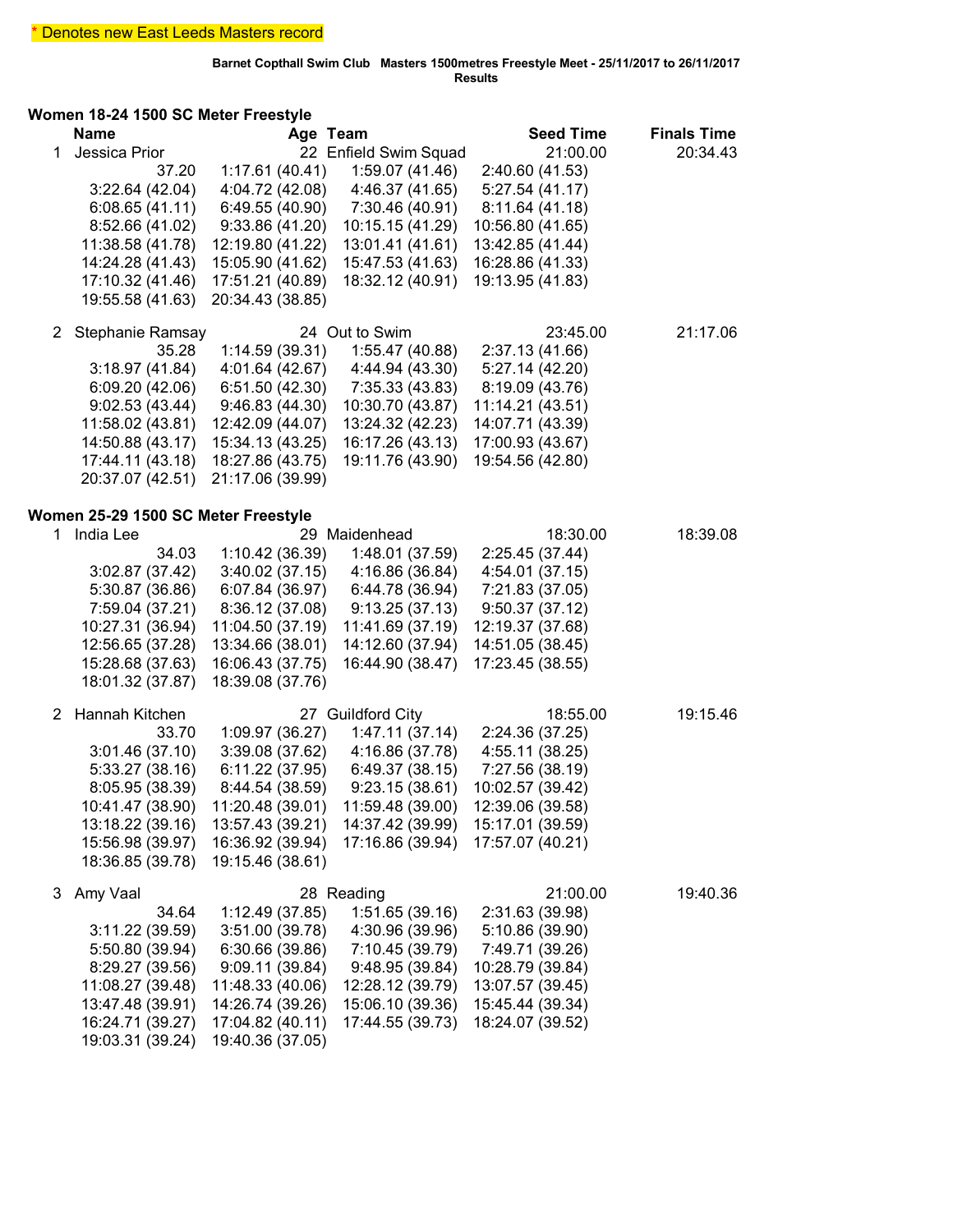* Denotes new East Leeds Masters record

**Barnet Copthall Swim Club Masters 1500metres Freestyle Meet - 25/11/2017 to 26/11/2017**
**Results**

### Women 18-24 1500 SC Meter Freestyle

| | Name | Age | Team | Seed Time | Finals Time |
|---|---|---|---|---|---|
| 1 | Jessica Prior | 22 | Enfield Swim Squad | 21:00.00 | 20:34.43 |

| | | | |
|---|---|---|---|
| 37.20 | 1:17.61 (40.41) | 1:59.07 (41.46) | 2:40.60 (41.53) |
| 3:22.64 (42.04) | 4:04.72 (42.08) | 4:46.37 (41.65) | 5:27.54 (41.17) |
| 6:08.65 (41.11) | 6:49.55 (40.90) | 7:30.46 (40.91) | 8:11.64 (41.18) |
| 8:52.66 (41.02) | 9:33.86 (41.20) | 10:15.15 (41.29) | 10:56.80 (41.65) |
| 11:38.58 (41.78) | 12:19.80 (41.22) | 13:01.41 (41.61) | 13:42.85 (41.44) |
| 14:24.28 (41.43) | 15:05.90 (41.62) | 15:47.53 (41.63) | 16:28.86 (41.33) |
| 17:10.32 (41.46) | 17:51.21 (40.89) | 18:32.12 (40.91) | 19:13.95 (41.83) |
| 19:55.58 (41.63) | 20:34.43 (38.85) | | |

| | Name | Age | Team | Seed Time | Finals Time |
|---|---|---|---|---|---|
| 2 | Stephanie Ramsay | 24 | Out to Swim | 23:45.00 | 21:17.06 |

| | | | |
|---|---|---|---|
| 35.28 | 1:14.59 (39.31) | 1:55.47 (40.88) | 2:37.13 (41.66) |
| 3:18.97 (41.84) | 4:01.64 (42.67) | 4:44.94 (43.30) | 5:27.14 (42.20) |
| 6:09.20 (42.06) | 6:51.50 (42.30) | 7:35.33 (43.83) | 8:19.09 (43.76) |
| 9:02.53 (43.44) | 9:46.83 (44.30) | 10:30.70 (43.87) | 11:14.21 (43.51) |
| 11:58.02 (43.81) | 12:42.09 (44.07) | 13:24.32 (42.23) | 14:07.71 (43.39) |
| 14:50.88 (43.17) | 15:34.13 (43.25) | 16:17.26 (43.13) | 17:00.93 (43.67) |
| 17:44.11 (43.18) | 18:27.86 (43.75) | 19:11.76 (43.90) | 19:54.56 (42.80) |
| 20:37.07 (42.51) | 21:17.06 (39.99) | | |

### Women 25-29 1500 SC Meter Freestyle

| | Name | Age | Team | Seed Time | Finals Time |
|---|---|---|---|---|---|
| 1 | India Lee | 29 | Maidenhead | 18:30.00 | 18:39.08 |

| | | | |
|---|---|---|---|
| 34.03 | 1:10.42 (36.39) | 1:48.01 (37.59) | 2:25.45 (37.44) |
| 3:02.87 (37.42) | 3:40.02 (37.15) | 4:16.86 (36.84) | 4:54.01 (37.15) |
| 5:30.87 (36.86) | 6:07.84 (36.97) | 6:44.78 (36.94) | 7:21.83 (37.05) |
| 7:59.04 (37.21) | 8:36.12 (37.08) | 9:13.25 (37.13) | 9:50.37 (37.12) |
| 10:27.31 (36.94) | 11:04.50 (37.19) | 11:41.69 (37.19) | 12:19.37 (37.68) |
| 12:56.65 (37.28) | 13:34.66 (38.01) | 14:12.60 (37.94) | 14:51.05 (38.45) |
| 15:28.68 (37.63) | 16:06.43 (37.75) | 16:44.90 (38.47) | 17:23.45 (38.55) |
| 18:01.32 (37.87) | 18:39.08 (37.76) | | |

| | Name | Age | Team | Seed Time | Finals Time |
|---|---|---|---|---|---|
| 2 | Hannah Kitchen | 27 | Guildford City | 18:55.00 | 19:15.46 |

| | | | |
|---|---|---|---|
| 33.70 | 1:09.97 (36.27) | 1:47.11 (37.14) | 2:24.36 (37.25) |
| 3:01.46 (37.10) | 3:39.08 (37.62) | 4:16.86 (37.78) | 4:55.11 (38.25) |
| 5:33.27 (38.16) | 6:11.22 (37.95) | 6:49.37 (38.15) | 7:27.56 (38.19) |
| 8:05.95 (38.39) | 8:44.54 (38.59) | 9:23.15 (38.61) | 10:02.57 (39.42) |
| 10:41.47 (38.90) | 11:20.48 (39.01) | 11:59.48 (39.00) | 12:39.06 (39.58) |
| 13:18.22 (39.16) | 13:57.43 (39.21) | 14:37.42 (39.99) | 15:17.01 (39.59) |
| 15:56.98 (39.97) | 16:36.92 (39.94) | 17:16.86 (39.94) | 17:57.07 (40.21) |
| 18:36.85 (39.78) | 19:15.46 (38.61) | | |

| | Name | Age | Team | Seed Time | Finals Time |
|---|---|---|---|---|---|
| 3 | Amy Vaal | 28 | Reading | 21:00.00 | 19:40.36 |

| | | | |
|---|---|---|---|
| 34.64 | 1:12.49 (37.85) | 1:51.65 (39.16) | 2:31.63 (39.98) |
| 3:11.22 (39.59) | 3:51.00 (39.78) | 4:30.96 (39.96) | 5:10.86 (39.90) |
| 5:50.80 (39.94) | 6:30.66 (39.86) | 7:10.45 (39.79) | 7:49.71 (39.26) |
| 8:29.27 (39.56) | 9:09.11 (39.84) | 9:48.95 (39.84) | 10:28.79 (39.84) |
| 11:08.27 (39.48) | 11:48.33 (40.06) | 12:28.12 (39.79) | 13:07.57 (39.45) |
| 13:47.48 (39.91) | 14:26.74 (39.26) | 15:06.10 (39.36) | 15:45.44 (39.34) |
| 16:24.71 (39.27) | 17:04.82 (40.11) | 17:44.55 (39.73) | 18:24.07 (39.52) |
| 19:03.31 (39.24) | 19:40.36 (37.05) | | |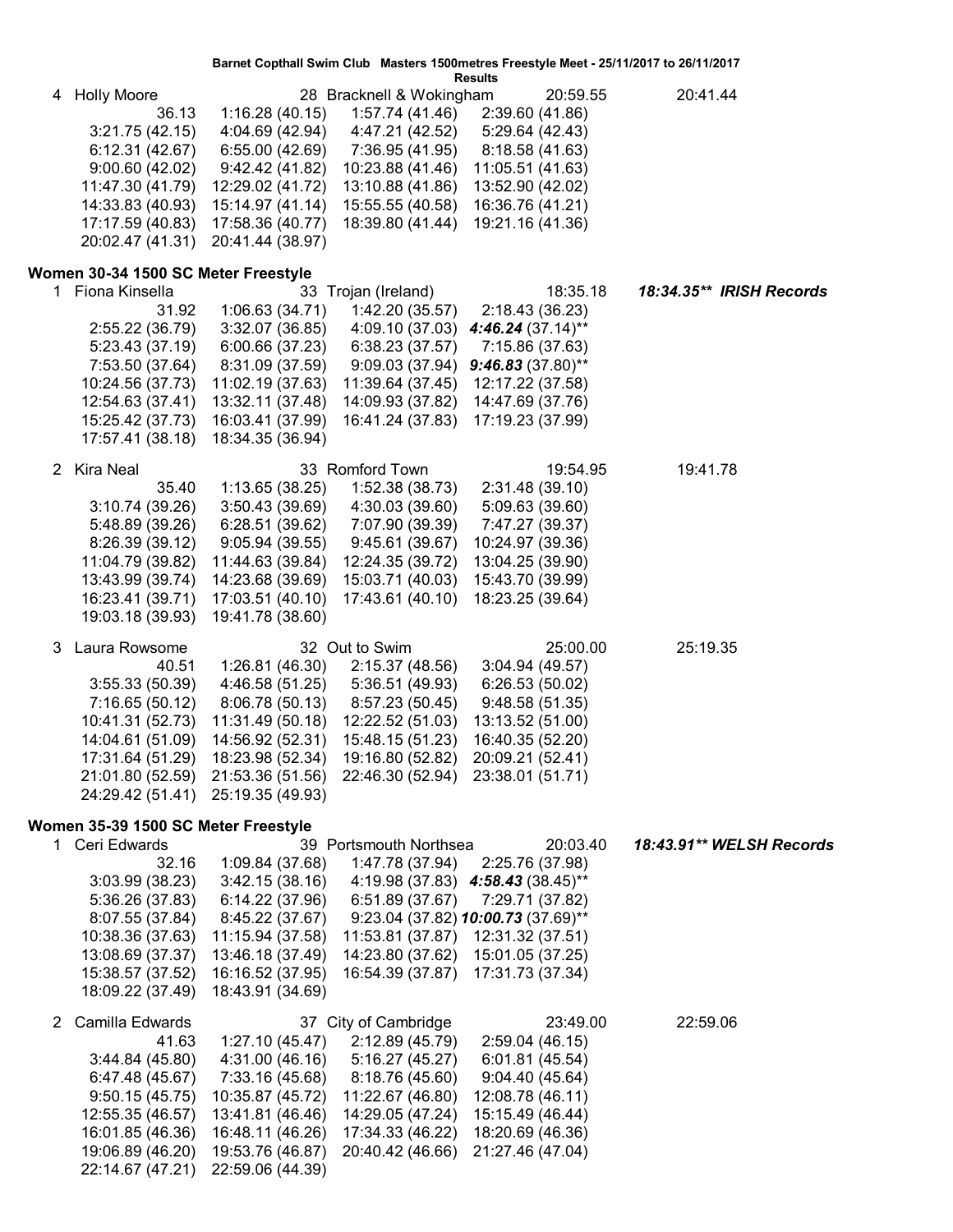Barnet Copthall Swim Club Masters 1500metres Freestyle Meet - 25/11/2017 to 26/11/2017

Results

4 Holly Moore 28 Bracknell & Wokingham 20:59.55 20:41.44

| | | | |
|---|---|---|---|
| 36.13 | 1:16.28 (40.15) | 1:57.74 (41.46) | 2:39.60 (41.86) |
| 3:21.75 (42.15) | 4:04.69 (42.94) | 4:47.21 (42.52) | 5:29.64 (42.43) |
| 6:12.31 (42.67) | 6:55.00 (42.69) | 7:36.95 (41.95) | 8:18.58 (41.63) |
| 9:00.60 (42.02) | 9:42.42 (41.82) | 10:23.88 (41.46) | 11:05.51 (41.63) |
| 11:47.30 (41.79) | 12:29.02 (41.72) | 13:10.88 (41.86) | 13:52.90 (42.02) |
| 14:33.83 (40.93) | 15:14.97 (41.14) | 15:55.55 (40.58) | 16:36.76 (41.21) |
| 17:17.59 (40.83) | 17:58.36 (40.77) | 18:39.80 (41.44) | 19:21.16 (41.36) |
| 20:02.47 (41.31) | 20:41.44 (38.97) | | |

## Women 30-34 1500 SC Meter Freestyle

1 Fiona Kinsella 33 Trojan (Ireland) 18:35.18 ***18:34.35\*\* IRISH Records***

| | | | |
|---|---|---|---|
| 31.92 | 1:06.63 (34.71) | 1:42.20 (35.57) | 2:18.43 (36.23) |
| 2:55.22 (36.79) | 3:32.07 (36.85) | 4:09.10 (37.03) | ***4:46.24*** (37.14)** |
| 5:23.43 (37.19) | 6:00.66 (37.23) | 6:38.23 (37.57) | 7:15.86 (37.63) |
| 7:53.50 (37.64) | 8:31.09 (37.59) | 9:09.03 (37.94) | ***9:46.83*** (37.80)** |
| 10:24.56 (37.73) | 11:02.19 (37.63) | 11:39.64 (37.45) | 12:17.22 (37.58) |
| 12:54.63 (37.41) | 13:32.11 (37.48) | 14:09.93 (37.82) | 14:47.69 (37.76) |
| 15:25.42 (37.73) | 16:03.41 (37.99) | 16:41.24 (37.83) | 17:19.23 (37.99) |
| 17:57.41 (38.18) | 18:34.35 (36.94) | | |

2 Kira Neal 33 Romford Town 19:54.95 19:41.78

| | | | |
|---|---|---|---|
| 35.40 | 1:13.65 (38.25) | 1:52.38 (38.73) | 2:31.48 (39.10) |
| 3:10.74 (39.26) | 3:50.43 (39.69) | 4:30.03 (39.60) | 5:09.63 (39.60) |
| 5:48.89 (39.26) | 6:28.51 (39.62) | 7:07.90 (39.39) | 7:47.27 (39.37) |
| 8:26.39 (39.12) | 9:05.94 (39.55) | 9:45.61 (39.67) | 10:24.97 (39.36) |
| 11:04.79 (39.82) | 11:44.63 (39.84) | 12:24.35 (39.72) | 13:04.25 (39.90) |
| 13:43.99 (39.74) | 14:23.68 (39.69) | 15:03.71 (40.03) | 15:43.70 (39.99) |
| 16:23.41 (39.71) | 17:03.51 (40.10) | 17:43.61 (40.10) | 18:23.25 (39.64) |
| 19:03.18 (39.93) | 19:41.78 (38.60) | | |

3 Laura Rowsome 32 Out to Swim 25:00.00 25:19.35

| | | | |
|---|---|---|---|
| 40.51 | 1:26.81 (46.30) | 2:15.37 (48.56) | 3:04.94 (49.57) |
| 3:55.33 (50.39) | 4:46.58 (51.25) | 5:36.51 (49.93) | 6:26.53 (50.02) |
| 7:16.65 (50.12) | 8:06.78 (50.13) | 8:57.23 (50.45) | 9:48.58 (51.35) |
| 10:41.31 (52.73) | 11:31.49 (50.18) | 12:22.52 (51.03) | 13:13.52 (51.00) |
| 14:04.61 (51.09) | 14:56.92 (52.31) | 15:48.15 (51.23) | 16:40.35 (52.20) |
| 17:31.64 (51.29) | 18:23.98 (52.34) | 19:16.80 (52.82) | 20:09.21 (52.41) |
| 21:01.80 (52.59) | 21:53.36 (51.56) | 22:46.30 (52.94) | 23:38.01 (51.71) |
| 24:29.42 (51.41) | 25:19.35 (49.93) | | |

## Women 35-39 1500 SC Meter Freestyle

1 Ceri Edwards 39 Portsmouth Northsea 20:03.40 ***18:43.91\*\* WELSH Records***

| | | | |
|---|---|---|---|
| 32.16 | 1:09.84 (37.68) | 1:47.78 (37.94) | 2:25.76 (37.98) |
| 3:03.99 (38.23) | 3:42.15 (38.16) | 4:19.98 (37.83) | ***4:58.43*** (38.45)** |
| 5:36.26 (37.83) | 6:14.22 (37.96) | 6:51.89 (37.67) | 7:29.71 (37.82) |
| 8:07.55 (37.84) | 8:45.22 (37.67) | 9:23.04 (37.82) | ***10:00.73*** (37.69)** |
| 10:38.36 (37.63) | 11:15.94 (37.58) | 11:53.81 (37.87) | 12:31.32 (37.51) |
| 13:08.69 (37.37) | 13:46.18 (37.49) | 14:23.80 (37.62) | 15:01.05 (37.25) |
| 15:38.57 (37.52) | 16:16.52 (37.95) | 16:54.39 (37.87) | 17:31.73 (37.34) |
| 18:09.22 (37.49) | 18:43.91 (34.69) | | |

2 Camilla Edwards 37 City of Cambridge 23:49.00 22:59.06

| | | | |
|---|---|---|---|
| 41.63 | 1:27.10 (45.47) | 2:12.89 (45.79) | 2:59.04 (46.15) |
| 3:44.84 (45.80) | 4:31.00 (46.16) | 5:16.27 (45.27) | 6:01.81 (45.54) |
| 6:47.48 (45.67) | 7:33.16 (45.68) | 8:18.76 (45.60) | 9:04.40 (45.64) |
| 9:50.15 (45.75) | 10:35.87 (45.72) | 11:22.67 (46.80) | 12:08.78 (46.11) |
| 12:55.35 (46.57) | 13:41.81 (46.46) | 14:29.05 (47.24) | 15:15.49 (46.44) |
| 16:01.85 (46.36) | 16:48.11 (46.26) | 17:34.33 (46.22) | 18:20.69 (46.36) |
| 19:06.89 (46.20) | 19:53.76 (46.87) | 20:40.42 (46.66) | 21:27.46 (47.04) |
| 22:14.67 (47.21) | 22:59.06 (44.39) | | |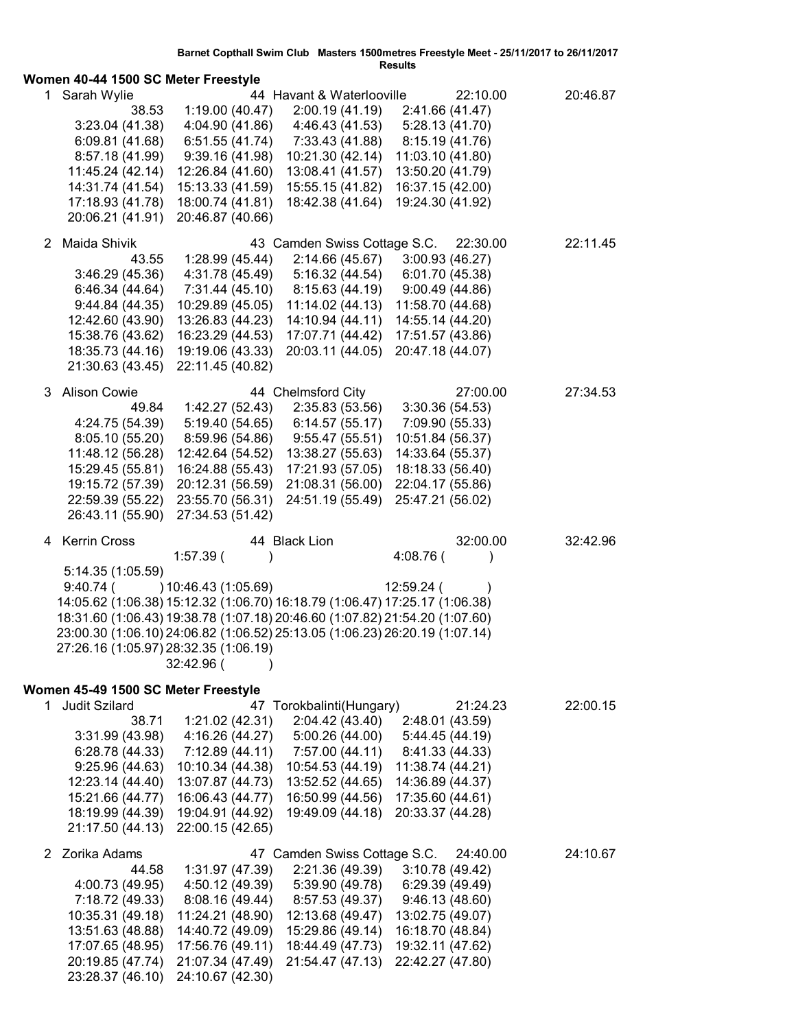Barnet Copthall Swim Club Masters 1500metres Freestyle Meet - 25/11/2017 to 26/11/2017

Results

## Women 40-44 1500 SC Meter Freestyle

1 Sarah Wylie 44 Havant & Waterlooville 22:10.00 20:46.87

```
            38.53   1:19.00 (40.47)   2:00.19 (41.19)   2:41.66 (41.47)
  3:23.04 (41.38)   4:04.90 (41.86)   4:46.43 (41.53)   5:28.13 (41.70)
  6:09.81 (41.68)   6:51.55 (41.74)   7:33.43 (41.88)   8:15.19 (41.76)
  8:57.18 (41.99)   9:39.16 (41.98)  10:21.30 (42.14)  11:03.10 (41.80)
 11:45.24 (42.14)  12:26.84 (41.60)  13:08.41 (41.57)  13:50.20 (41.79)
 14:31.74 (41.54)  15:13.33 (41.59)  15:55.15 (41.82)  16:37.15 (42.00)
 17:18.93 (41.78)  18:00.74 (41.81)  18:42.38 (41.64)  19:24.30 (41.92)
 20:06.21 (41.91)  20:46.87 (40.66)
```

2 Maida Shivik 43 Camden Swiss Cottage S.C. 22:30.00 22:11.45

```
            43.55   1:28.99 (45.44)   2:14.66 (45.67)   3:00.93 (46.27)
  3:46.29 (45.36)   4:31.78 (45.49)   5:16.32 (44.54)   6:01.70 (45.38)
  6:46.34 (44.64)   7:31.44 (45.10)   8:15.63 (44.19)   9:00.49 (44.86)
  9:44.84 (44.35)  10:29.89 (45.05)  11:14.02 (44.13)  11:58.70 (44.68)
 12:42.60 (43.90)  13:26.83 (44.23)  14:10.94 (44.11)  14:55.14 (44.20)
 15:38.76 (43.62)  16:23.29 (44.53)  17:07.71 (44.42)  17:51.57 (43.86)
 18:35.73 (44.16)  19:19.06 (43.33)  20:03.11 (44.05)  20:47.18 (44.07)
 21:30.63 (43.45)  22:11.45 (40.82)
```

3 Alison Cowie 44 Chelmsford City 27:00.00 27:34.53

```
            49.84   1:42.27 (52.43)   2:35.83 (53.56)   3:30.36 (54.53)
  4:24.75 (54.39)   5:19.40 (54.65)   6:14.57 (55.17)   7:09.90 (55.33)
  8:05.10 (55.20)   8:59.96 (54.86)   9:55.47 (55.51)  10:51.84 (56.37)
 11:48.12 (56.28)  12:42.64 (54.52)  13:38.27 (55.63)  14:33.64 (55.37)
 15:29.45 (55.81)  16:24.88 (55.43)  17:21.93 (57.05)  18:18.33 (56.40)
 19:15.72 (57.39)  20:12.31 (56.59)  21:08.31 (56.00)  22:04.17 (55.86)
 22:59.39 (55.22)  23:55.70 (56.31)  24:51.19 (55.49)  25:47.21 (56.02)
 26:43.11 (55.90)  27:34.53 (51.42)
```

4 Kerrin Cross 44 Black Lion 32:00.00 32:42.96

```
                    1:57.39 (      )                    4:08.76 (      )
  5:14.35 (1:05.59)
  9:40.74 (      ) 10:46.43 (1:05.69)                  12:59.24 (      )
 14:05.62 (1:06.38) 15:12.32 (1:06.70) 16:18.79 (1:06.47) 17:25.17 (1:06.38)
 18:31.60 (1:06.43) 19:38.78 (1:07.18) 20:46.60 (1:07.82) 21:54.20 (1:07.60)
 23:00.30 (1:06.10) 24:06.82 (1:06.52) 25:13.05 (1:06.23) 26:20.19 (1:07.14)
 27:26.16 (1:05.97) 28:32.35 (1:06.19)
                    32:42.96 (      )
```

## Women 45-49 1500 SC Meter Freestyle

1 Judit Szilard 47 Torokbalinti(Hungary) 21:24.23 22:00.15

```
            38.71   1:21.02 (42.31)   2:04.42 (43.40)   2:48.01 (43.59)
  3:31.99 (43.98)   4:16.26 (44.27)   5:00.26 (44.00)   5:44.45 (44.19)
  6:28.78 (44.33)   7:12.89 (44.11)   7:57.00 (44.11)   8:41.33 (44.33)
  9:25.96 (44.63)  10:10.34 (44.38)  10:54.53 (44.19)  11:38.74 (44.21)
 12:23.14 (44.40)  13:07.87 (44.73)  13:52.52 (44.65)  14:36.89 (44.37)
 15:21.66 (44.77)  16:06.43 (44.77)  16:50.99 (44.56)  17:35.60 (44.61)
 18:19.99 (44.39)  19:04.91 (44.92)  19:49.09 (44.18)  20:33.37 (44.28)
 21:17.50 (44.13)  22:00.15 (42.65)
```

2 Zorika Adams 47 Camden Swiss Cottage S.C. 24:40.00 24:10.67

```
            44.58   1:31.97 (47.39)   2:21.36 (49.39)   3:10.78 (49.42)
  4:00.73 (49.95)   4:50.12 (49.39)   5:39.90 (49.78)   6:29.39 (49.49)
  7:18.72 (49.33)   8:08.16 (49.44)   8:57.53 (49.37)   9:46.13 (48.60)
 10:35.31 (49.18)  11:24.21 (48.90)  12:13.68 (49.47)  13:02.75 (49.07)
 13:51.63 (48.88)  14:40.72 (49.09)  15:29.86 (49.14)  16:18.70 (48.84)
 17:07.65 (48.95)  17:56.76 (49.11)  18:44.49 (47.73)  19:32.11 (47.62)
 20:19.85 (47.74)  21:07.34 (47.49)  21:54.47 (47.13)  22:42.27 (47.80)
 23:28.37 (46.10)  24:10.67 (42.30)
```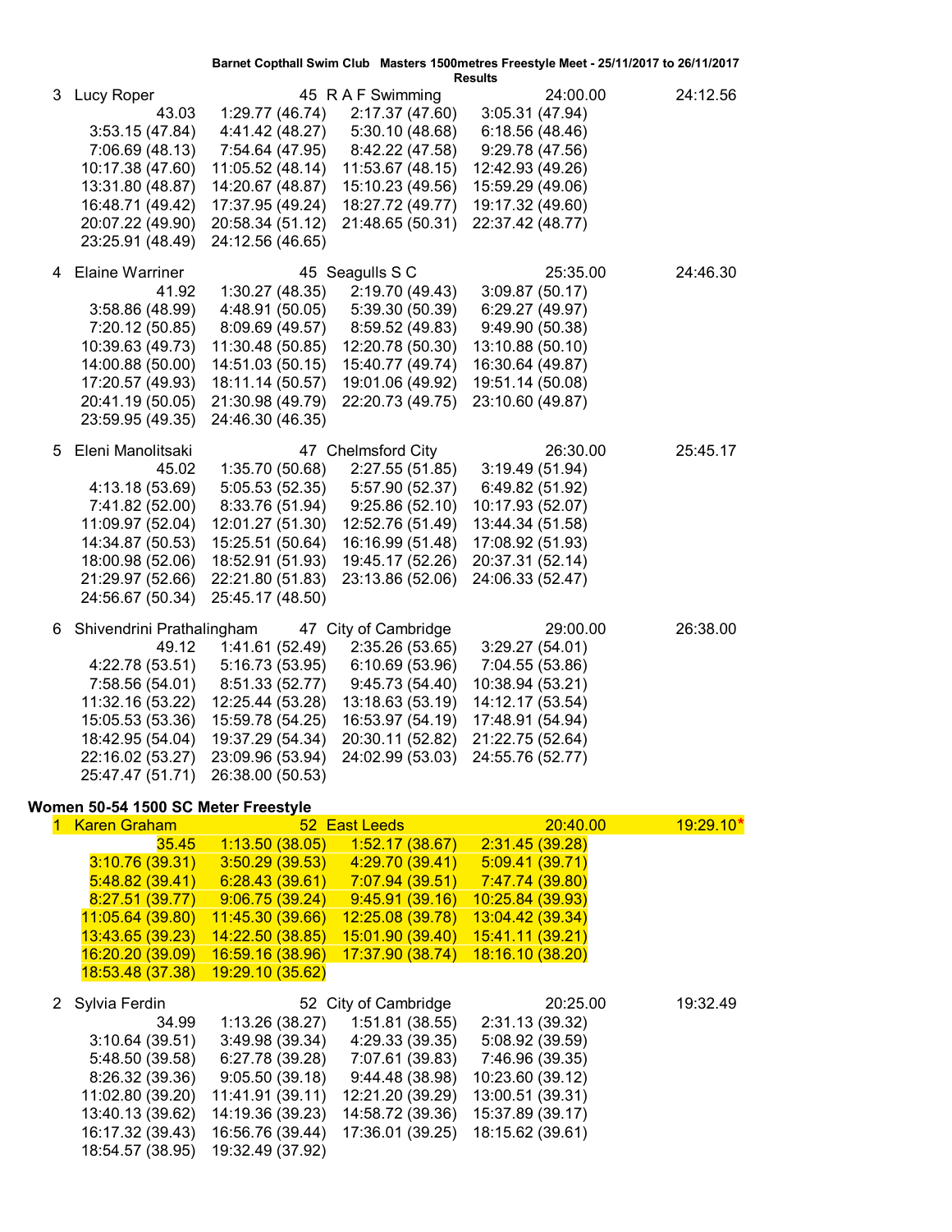Barnet Copthall Swim Club Masters 1500metres Freestyle Meet - 25/11/2017 to 26/11/2017

Results

3 Lucy Roper 45 R A F Swimming 24:00.00 24:12.56

43.03 1:29.77 (46.74) 2:17.37 (47.60) 3:05.31 (47.94)
3:53.15 (47.84) 4:41.42 (48.27) 5:30.10 (48.68) 6:18.56 (48.46)
7:06.69 (48.13) 7:54.64 (47.95) 8:42.22 (47.58) 9:29.78 (47.56)
10:17.38 (47.60) 11:05.52 (48.14) 11:53.67 (48.15) 12:42.93 (49.26)
13:31.80 (48.87) 14:20.67 (48.87) 15:10.23 (49.56) 15:59.29 (49.06)
16:48.71 (49.42) 17:37.95 (49.24) 18:27.72 (49.77) 19:17.32 (49.60)
20:07.22 (49.90) 20:58.34 (51.12) 21:48.65 (50.31) 22:37.42 (48.77)
23:25.91 (48.49) 24:12.56 (46.65)

4 Elaine Warriner 45 Seagulls S C 25:35.00 24:46.30

41.92 1:30.27 (48.35) 2:19.70 (49.43) 3:09.87 (50.17)
3:58.86 (48.99) 4:48.91 (50.05) 5:39.30 (50.39) 6:29.27 (49.97)
7:20.12 (50.85) 8:09.69 (49.57) 8:59.52 (49.83) 9:49.90 (50.38)
10:39.63 (49.73) 11:30.48 (50.85) 12:20.78 (50.30) 13:10.88 (50.10)
14:00.88 (50.00) 14:51.03 (50.15) 15:40.77 (49.74) 16:30.64 (49.87)
17:20.57 (49.93) 18:11.14 (50.57) 19:01.06 (49.92) 19:51.14 (50.08)
20:41.19 (50.05) 21:30.98 (49.79) 22:20.73 (49.75) 23:10.60 (49.87)
23:59.95 (49.35) 24:46.30 (46.35)

5 Eleni Manolitsaki 47 Chelmsford City 26:30.00 25:45.17

45.02 1:35.70 (50.68) 2:27.55 (51.85) 3:19.49 (51.94)
4:13.18 (53.69) 5:05.53 (52.35) 5:57.90 (52.37) 6:49.82 (51.92)
7:41.82 (52.00) 8:33.76 (51.94) 9:25.86 (52.10) 10:17.93 (52.07)
11:09.97 (52.04) 12:01.27 (51.30) 12:52.76 (51.49) 13:44.34 (51.58)
14:34.87 (50.53) 15:25.51 (50.64) 16:16.99 (51.48) 17:08.92 (51.93)
18:00.98 (52.06) 18:52.91 (51.93) 19:45.17 (52.26) 20:37.31 (52.14)
21:29.97 (52.66) 22:21.80 (51.83) 23:13.86 (52.06) 24:06.33 (52.47)
24:56.67 (50.34) 25:45.17 (48.50)

6 Shivendrini Prathalingham 47 City of Cambridge 29:00.00 26:38.00

49.12 1:41.61 (52.49) 2:35.26 (53.65) 3:29.27 (54.01)
4:22.78 (53.51) 5:16.73 (53.95) 6:10.69 (53.96) 7:04.55 (53.86)
7:58.56 (54.01) 8:51.33 (52.77) 9:45.73 (54.40) 10:38.94 (53.21)
11:32.16 (53.22) 12:25.44 (53.28) 13:18.63 (53.19) 14:12.17 (53.54)
15:05.53 (53.36) 15:59.78 (54.25) 16:53.97 (54.19) 17:48.91 (54.94)
18:42.95 (54.04) 19:37.29 (54.34) 20:30.11 (52.82) 21:22.75 (52.64)
22:16.02 (53.27) 23:09.96 (53.94) 24:02.99 (53.03) 24:55.76 (52.77)
25:47.47 (51.71) 26:38.00 (50.53)

**Women 50-54 1500 SC Meter Freestyle**

1 Karen Graham 52 East Leeds 20:40.00 19:29.10*

35.45 1:13.50 (38.05) 1:52.17 (38.67) 2:31.45 (39.28)
3:10.76 (39.31) 3:50.29 (39.53) 4:29.70 (39.41) 5:09.41 (39.71)
5:48.82 (39.41) 6:28.43 (39.61) 7:07.94 (39.51) 7:47.74 (39.80)
8:27.51 (39.77) 9:06.75 (39.24) 9:45.91 (39.16) 10:25.84 (39.93)
11:05.64 (39.80) 11:45.30 (39.66) 12:25.08 (39.78) 13:04.42 (39.34)
13:43.65 (39.23) 14:22.50 (38.85) 15:01.90 (39.40) 15:41.11 (39.21)
16:20.20 (39.09) 16:59.16 (38.96) 17:37.90 (38.74) 18:16.10 (38.20)
18:53.48 (37.38) 19:29.10 (35.62)

2 Sylvia Ferdin 52 City of Cambridge 20:25.00 19:32.49

34.99 1:13.26 (38.27) 1:51.81 (38.55) 2:31.13 (39.32)
3:10.64 (39.51) 3:49.98 (39.34) 4:29.33 (39.35) 5:08.92 (39.59)
5:48.50 (39.58) 6:27.78 (39.28) 7:07.61 (39.83) 7:46.96 (39.35)
8:26.32 (39.36) 9:05.50 (39.18) 9:44.48 (38.98) 10:23.60 (39.12)
11:02.80 (39.20) 11:41.91 (39.11) 12:21.20 (39.29) 13:00.51 (39.31)
13:40.13 (39.62) 14:19.36 (39.23) 14:58.72 (39.36) 15:37.89 (39.17)
16:17.32 (39.43) 16:56.76 (39.44) 17:36.01 (39.25) 18:15.62 (39.61)
18:54.57 (38.95) 19:32.49 (37.92)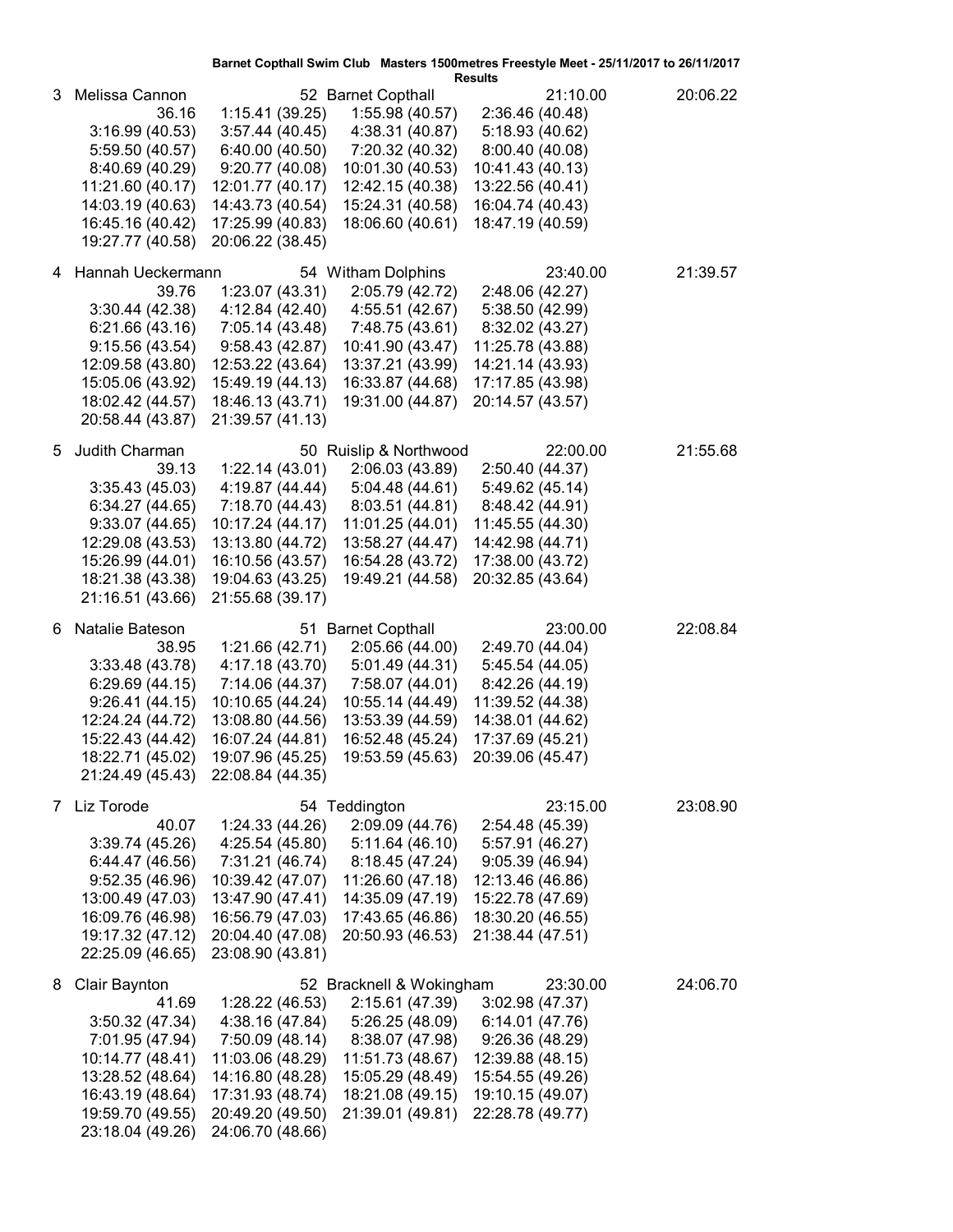**Barnet Copthall Swim Club Masters 1500metres Freestyle Meet - 25/11/2017 to 26/11/2017**

**Results**

| Place | Name | Age | Club | Entry Time | Final Time |
|---|---|---|---|---|---|
| 3 | Melissa Cannon | 52 | Barnet Copthall | 21:10.00 | 20:06.22 |

36.16 &nbsp; 1:15.41 (39.25) &nbsp; 1:55.98 (40.57) &nbsp; 2:36.46 (40.48)
3:16.99 (40.53) &nbsp; 3:57.44 (40.45) &nbsp; 4:38.31 (40.87) &nbsp; 5:18.93 (40.62)
5:59.50 (40.57) &nbsp; 6:40.00 (40.50) &nbsp; 7:20.32 (40.32) &nbsp; 8:00.40 (40.08)
8:40.69 (40.29) &nbsp; 9:20.77 (40.08) &nbsp; 10:01.30 (40.53) &nbsp; 10:41.43 (40.13)
11:21.60 (40.17) &nbsp; 12:01.77 (40.17) &nbsp; 12:42.15 (40.38) &nbsp; 13:22.56 (40.41)
14:03.19 (40.63) &nbsp; 14:43.73 (40.54) &nbsp; 15:24.31 (40.58) &nbsp; 16:04.74 (40.43)
16:45.16 (40.42) &nbsp; 17:25.99 (40.83) &nbsp; 18:06.60 (40.61) &nbsp; 18:47.19 (40.59)
19:27.77 (40.58) &nbsp; 20:06.22 (38.45)

| Place | Name | Age | Club | Entry Time | Final Time |
|---|---|---|---|---|---|
| 4 | Hannah Ueckermann | 54 | Witham Dolphins | 23:40.00 | 21:39.57 |

39.76 &nbsp; 1:23.07 (43.31) &nbsp; 2:05.79 (42.72) &nbsp; 2:48.06 (42.27)
3:30.44 (42.38) &nbsp; 4:12.84 (42.40) &nbsp; 4:55.51 (42.67) &nbsp; 5:38.50 (42.99)
6:21.66 (43.16) &nbsp; 7:05.14 (43.48) &nbsp; 7:48.75 (43.61) &nbsp; 8:32.02 (43.27)
9:15.56 (43.54) &nbsp; 9:58.43 (42.87) &nbsp; 10:41.90 (43.47) &nbsp; 11:25.78 (43.88)
12:09.58 (43.80) &nbsp; 12:53.22 (43.64) &nbsp; 13:37.21 (43.99) &nbsp; 14:21.14 (43.93)
15:05.06 (43.92) &nbsp; 15:49.19 (44.13) &nbsp; 16:33.87 (44.68) &nbsp; 17:17.85 (43.98)
18:02.42 (44.57) &nbsp; 18:46.13 (43.71) &nbsp; 19:31.00 (44.87) &nbsp; 20:14.57 (43.57)
20:58.44 (43.87) &nbsp; 21:39.57 (41.13)

| Place | Name | Age | Club | Entry Time | Final Time |
|---|---|---|---|---|---|
| 5 | Judith Charman | 50 | Ruislip & Northwood | 22:00.00 | 21:55.68 |

39.13 &nbsp; 1:22.14 (43.01) &nbsp; 2:06.03 (43.89) &nbsp; 2:50.40 (44.37)
3:35.43 (45.03) &nbsp; 4:19.87 (44.44) &nbsp; 5:04.48 (44.61) &nbsp; 5:49.62 (45.14)
6:34.27 (44.65) &nbsp; 7:18.70 (44.43) &nbsp; 8:03.51 (44.81) &nbsp; 8:48.42 (44.91)
9:33.07 (44.65) &nbsp; 10:17.24 (44.17) &nbsp; 11:01.25 (44.01) &nbsp; 11:45.55 (44.30)
12:29.08 (43.53) &nbsp; 13:13.80 (44.72) &nbsp; 13:58.27 (44.47) &nbsp; 14:42.98 (44.71)
15:26.99 (44.01) &nbsp; 16:10.56 (43.57) &nbsp; 16:54.28 (43.72) &nbsp; 17:38.00 (43.72)
18:21.38 (43.38) &nbsp; 19:04.63 (43.25) &nbsp; 19:49.21 (44.58) &nbsp; 20:32.85 (43.64)
21:16.51 (43.66) &nbsp; 21:55.68 (39.17)

| Place | Name | Age | Club | Entry Time | Final Time |
|---|---|---|---|---|---|
| 6 | Natalie Bateson | 51 | Barnet Copthall | 23:00.00 | 22:08.84 |

38.95 &nbsp; 1:21.66 (42.71) &nbsp; 2:05.66 (44.00) &nbsp; 2:49.70 (44.04)
3:33.48 (43.78) &nbsp; 4:17.18 (43.70) &nbsp; 5:01.49 (44.31) &nbsp; 5:45.54 (44.05)
6:29.69 (44.15) &nbsp; 7:14.06 (44.37) &nbsp; 7:58.07 (44.01) &nbsp; 8:42.26 (44.19)
9:26.41 (44.15) &nbsp; 10:10.65 (44.24) &nbsp; 10:55.14 (44.49) &nbsp; 11:39.52 (44.38)
12:24.24 (44.72) &nbsp; 13:08.80 (44.56) &nbsp; 13:53.39 (44.59) &nbsp; 14:38.01 (44.62)
15:22.43 (44.42) &nbsp; 16:07.24 (44.81) &nbsp; 16:52.48 (45.24) &nbsp; 17:37.69 (45.21)
18:22.71 (45.02) &nbsp; 19:07.96 (45.25) &nbsp; 19:53.59 (45.63) &nbsp; 20:39.06 (45.47)
21:24.49 (45.43) &nbsp; 22:08.84 (44.35)

| Place | Name | Age | Club | Entry Time | Final Time |
|---|---|---|---|---|---|
| 7 | Liz Torode | 54 | Teddington | 23:15.00 | 23:08.90 |

40.07 &nbsp; 1:24.33 (44.26) &nbsp; 2:09.09 (44.76) &nbsp; 2:54.48 (45.39)
3:39.74 (45.26) &nbsp; 4:25.54 (45.80) &nbsp; 5:11.64 (46.10) &nbsp; 5:57.91 (46.27)
6:44.47 (46.56) &nbsp; 7:31.21 (46.74) &nbsp; 8:18.45 (47.24) &nbsp; 9:05.39 (46.94)
9:52.35 (46.96) &nbsp; 10:39.42 (47.07) &nbsp; 11:26.60 (47.18) &nbsp; 12:13.46 (46.86)
13:00.49 (47.03) &nbsp; 13:47.90 (47.41) &nbsp; 14:35.09 (47.19) &nbsp; 15:22.78 (47.69)
16:09.76 (46.98) &nbsp; 16:56.79 (47.03) &nbsp; 17:43.65 (46.86) &nbsp; 18:30.20 (46.55)
19:17.32 (47.12) &nbsp; 20:04.40 (47.08) &nbsp; 20:50.93 (46.53) &nbsp; 21:38.44 (47.51)
22:25.09 (46.65) &nbsp; 23:08.90 (43.81)

| Place | Name | Age | Club | Entry Time | Final Time |
|---|---|---|---|---|---|
| 8 | Clair Baynton | 52 | Bracknell & Wokingham | 23:30.00 | 24:06.70 |

41.69 &nbsp; 1:28.22 (46.53) &nbsp; 2:15.61 (47.39) &nbsp; 3:02.98 (47.37)
3:50.32 (47.34) &nbsp; 4:38.16 (47.84) &nbsp; 5:26.25 (48.09) &nbsp; 6:14.01 (47.76)
7:01.95 (47.94) &nbsp; 7:50.09 (48.14) &nbsp; 8:38.07 (47.98) &nbsp; 9:26.36 (48.29)
10:14.77 (48.41) &nbsp; 11:03.06 (48.29) &nbsp; 11:51.73 (48.67) &nbsp; 12:39.88 (48.15)
13:28.52 (48.64) &nbsp; 14:16.80 (48.28) &nbsp; 15:05.29 (48.49) &nbsp; 15:54.55 (49.26)
16:43.19 (48.64) &nbsp; 17:31.93 (48.74) &nbsp; 18:21.08 (49.15) &nbsp; 19:10.15 (49.07)
19:59.70 (49.55) &nbsp; 20:49.20 (49.50) &nbsp; 21:39.01 (49.81) &nbsp; 22:28.78 (49.77)
23:18.04 (49.26) &nbsp; 24:06.70 (48.66)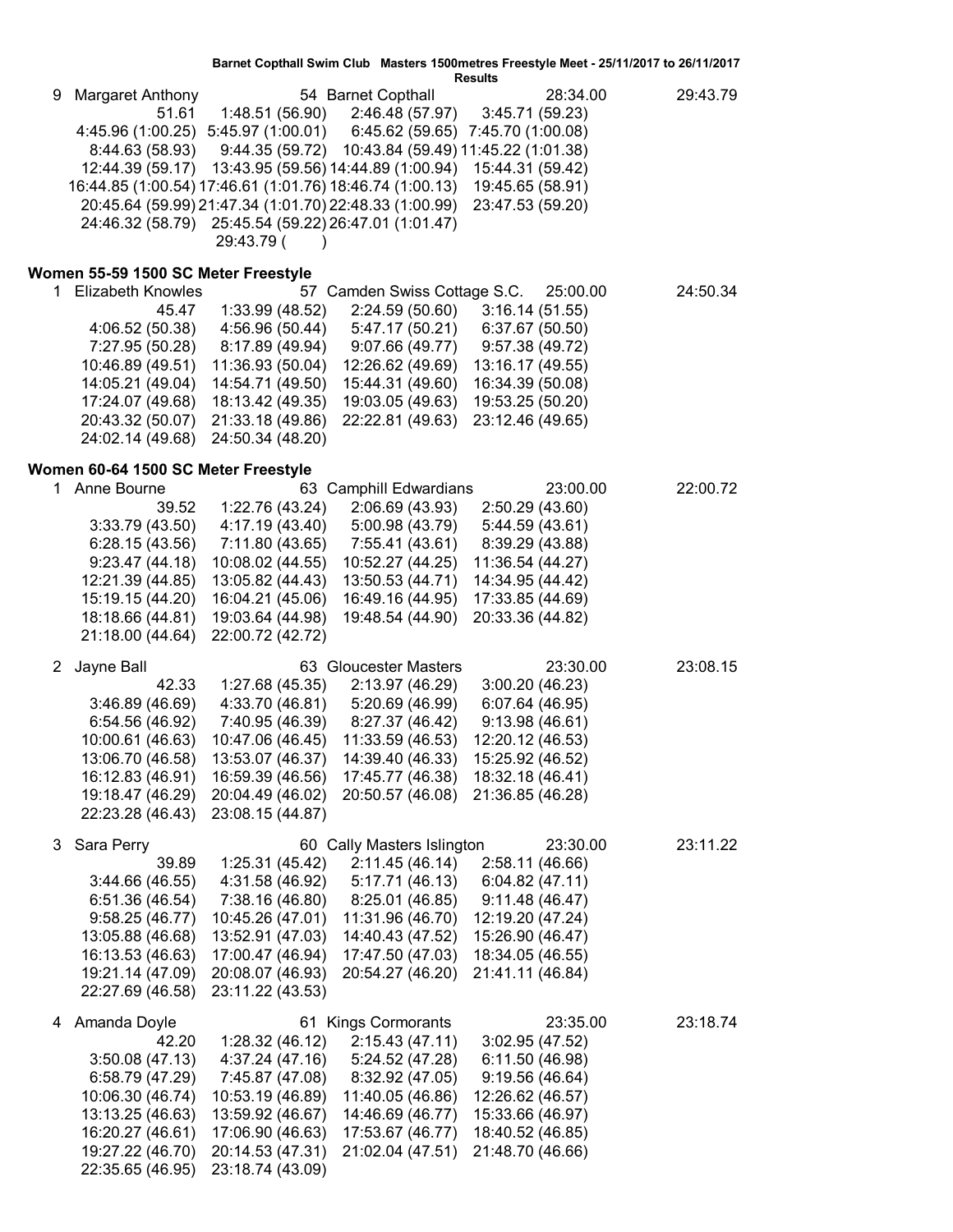9 Margaret Anthony 54 Barnet Copthall 28:34.00 29:43.79

51.61 1:48.51 (56.90) 2:46.48 (57.97) 3:45.71 (59.23)
4:45.96 (1:00.25) 5:45.97 (1:00.01) 6:45.62 (59.65) 7:45.70 (1:00.08)
8:44.63 (58.93) 9:44.35 (59.72) 10:43.84 (59.49) 11:45.22 (1:01.38)
12:44.39 (59.17) 13:43.95 (59.56) 14:44.89 (1:00.94) 15:44.31 (59.42)
16:44.85 (1:00.54) 17:46.61 (1:01.76) 18:46.74 (1:00.13) 19:45.65 (58.91)
20:45.64 (59.99) 21:47.34 (1:01.70) 22:48.33 (1:00.99) 23:47.53 (59.20)
24:46.32 (58.79) 25:45.54 (59.22) 26:47.01 (1:01.47)
29:43.79 ( )

## Women 55-59 1500 SC Meter Freestyle

1 Elizabeth Knowles 57 Camden Swiss Cottage S.C. 25:00.00 24:50.34

45.47 1:33.99 (48.52) 2:24.59 (50.60) 3:16.14 (51.55)
4:06.52 (50.38) 4:56.96 (50.44) 5:47.17 (50.21) 6:37.67 (50.50)
7:27.95 (50.28) 8:17.89 (49.94) 9:07.66 (49.77) 9:57.38 (49.72)
10:46.89 (49.51) 11:36.93 (50.04) 12:26.62 (49.69) 13:16.17 (49.55)
14:05.21 (49.04) 14:54.71 (49.50) 15:44.31 (49.60) 16:34.39 (50.08)
17:24.07 (49.68) 18:13.42 (49.35) 19:03.05 (49.63) 19:53.25 (50.20)
20:43.32 (50.07) 21:33.18 (49.86) 22:22.81 (49.63) 23:12.46 (49.65)
24:02.14 (49.68) 24:50.34 (48.20)

## Women 60-64 1500 SC Meter Freestyle

1 Anne Bourne 63 Camphill Edwardians 23:00.00 22:00.72

39.52 1:22.76 (43.24) 2:06.69 (43.93) 2:50.29 (43.60)
3:33.79 (43.50) 4:17.19 (43.40) 5:00.98 (43.79) 5:44.59 (43.61)
6:28.15 (43.56) 7:11.80 (43.65) 7:55.41 (43.61) 8:39.29 (43.88)
9:23.47 (44.18) 10:08.02 (44.55) 10:52.27 (44.25) 11:36.54 (44.27)
12:21.39 (44.85) 13:05.82 (44.43) 13:50.53 (44.71) 14:34.95 (44.42)
15:19.15 (44.20) 16:04.21 (45.06) 16:49.16 (44.95) 17:33.85 (44.69)
18:18.66 (44.81) 19:03.64 (44.98) 19:48.54 (44.90) 20:33.36 (44.82)
21:18.00 (44.64) 22:00.72 (42.72)

2 Jayne Ball 63 Gloucester Masters 23:30.00 23:08.15

42.33 1:27.68 (45.35) 2:13.97 (46.29) 3:00.20 (46.23)
3:46.89 (46.69) 4:33.70 (46.81) 5:20.69 (46.99) 6:07.64 (46.95)
6:54.56 (46.92) 7:40.95 (46.39) 8:27.37 (46.42) 9:13.98 (46.61)
10:00.61 (46.63) 10:47.06 (46.45) 11:33.59 (46.53) 12:20.12 (46.53)
13:06.70 (46.58) 13:53.07 (46.37) 14:39.40 (46.33) 15:25.92 (46.52)
16:12.83 (46.91) 16:59.39 (46.56) 17:45.77 (46.38) 18:32.18 (46.41)
19:18.47 (46.29) 20:04.49 (46.02) 20:50.57 (46.08) 21:36.85 (46.28)
22:23.28 (46.43) 23:08.15 (44.87)

3 Sara Perry 60 Cally Masters Islington 23:30.00 23:11.22

39.89 1:25.31 (45.42) 2:11.45 (46.14) 2:58.11 (46.66)
3:44.66 (46.55) 4:31.58 (46.92) 5:17.71 (46.13) 6:04.82 (47.11)
6:51.36 (46.54) 7:38.16 (46.80) 8:25.01 (46.85) 9:11.48 (46.47)
9:58.25 (46.77) 10:45.26 (47.01) 11:31.96 (46.70) 12:19.20 (47.24)
13:05.88 (46.68) 13:52.91 (47.03) 14:40.43 (47.52) 15:26.90 (46.47)
16:13.53 (46.63) 17:00.47 (46.94) 17:47.50 (47.03) 18:34.05 (46.55)
19:21.14 (47.09) 20:08.07 (46.93) 20:54.27 (46.20) 21:41.11 (46.84)
22:27.69 (46.58) 23:11.22 (43.53)

4 Amanda Doyle 61 Kings Cormorants 23:35.00 23:18.74

42.20 1:28.32 (46.12) 2:15.43 (47.11) 3:02.95 (47.52)
3:50.08 (47.13) 4:37.24 (47.16) 5:24.52 (47.28) 6:11.50 (46.98)
6:58.79 (47.29) 7:45.87 (47.08) 8:32.92 (47.05) 9:19.56 (46.64)
10:06.30 (46.74) 10:53.19 (46.89) 11:40.05 (46.86) 12:26.62 (46.57)
13:13.25 (46.63) 13:59.92 (46.67) 14:46.69 (46.77) 15:33.66 (46.97)
16:20.27 (46.61) 17:06.90 (46.63) 17:53.67 (46.77) 18:40.52 (46.85)
19:27.22 (46.70) 20:14.53 (47.31) 21:02.04 (47.51) 21:48.70 (46.66)
22:35.65 (46.95) 23:18.74 (43.09)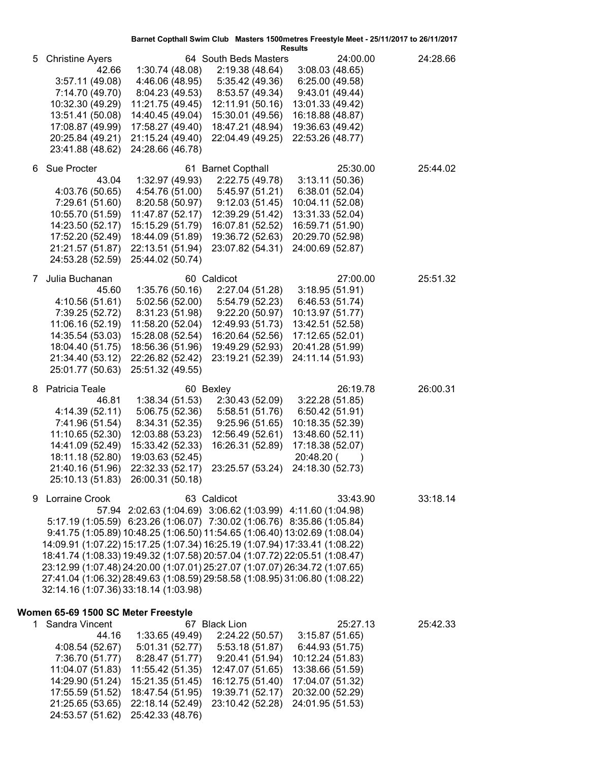Barnet Copthall Swim Club Masters 1500metres Freestyle Meet - 25/11/2017 to 26/11/2017

Results

5 Christine Ayers 64 South Beds Masters 24:00.00 24:28.66

| | | | |
|---|---|---|---|
| 42.66 | 1:30.74 (48.08) | 2:19.38 (48.64) | 3:08.03 (48.65) |
| 3:57.11 (49.08) | 4:46.06 (48.95) | 5:35.42 (49.36) | 6:25.00 (49.58) |
| 7:14.70 (49.70) | 8:04.23 (49.53) | 8:53.57 (49.34) | 9:43.01 (49.44) |
| 10:32.30 (49.29) | 11:21.75 (49.45) | 12:11.91 (50.16) | 13:01.33 (49.42) |
| 13:51.41 (50.08) | 14:40.45 (49.04) | 15:30.01 (49.56) | 16:18.88 (48.87) |
| 17:08.87 (49.99) | 17:58.27 (49.40) | 18:47.21 (48.94) | 19:36.63 (49.42) |
| 20:25.84 (49.21) | 21:15.24 (49.40) | 22:04.49 (49.25) | 22:53.26 (48.77) |
| 23:41.88 (48.62) | 24:28.66 (46.78) | | |

6 Sue Procter 61 Barnet Copthall 25:30.00 25:44.02

| | | | |
|---|---|---|---|
| 43.04 | 1:32.97 (49.93) | 2:22.75 (49.78) | 3:13.11 (50.36) |
| 4:03.76 (50.65) | 4:54.76 (51.00) | 5:45.97 (51.21) | 6:38.01 (52.04) |
| 7:29.61 (51.60) | 8:20.58 (50.97) | 9:12.03 (51.45) | 10:04.11 (52.08) |
| 10:55.70 (51.59) | 11:47.87 (52.17) | 12:39.29 (51.42) | 13:31.33 (52.04) |
| 14:23.50 (52.17) | 15:15.29 (51.79) | 16:07.81 (52.52) | 16:59.71 (51.90) |
| 17:52.20 (52.49) | 18:44.09 (51.89) | 19:36.72 (52.63) | 20:29.70 (52.98) |
| 21:21.57 (51.87) | 22:13.51 (51.94) | 23:07.82 (54.31) | 24:00.69 (52.87) |
| 24:53.28 (52.59) | 25:44.02 (50.74) | | |

7 Julia Buchanan 60 Caldicot 27:00.00 25:51.32

| | | | |
|---|---|---|---|
| 45.60 | 1:35.76 (50.16) | 2:27.04 (51.28) | 3:18.95 (51.91) |
| 4:10.56 (51.61) | 5:02.56 (52.00) | 5:54.79 (52.23) | 6:46.53 (51.74) |
| 7:39.25 (52.72) | 8:31.23 (51.98) | 9:22.20 (50.97) | 10:13.97 (51.77) |
| 11:06.16 (52.19) | 11:58.20 (52.04) | 12:49.93 (51.73) | 13:42.51 (52.58) |
| 14:35.54 (53.03) | 15:28.08 (52.54) | 16:20.64 (52.56) | 17:12.65 (52.01) |
| 18:04.40 (51.75) | 18:56.36 (51.96) | 19:49.29 (52.93) | 20:41.28 (51.99) |
| 21:34.40 (53.12) | 22:26.82 (52.42) | 23:19.21 (52.39) | 24:11.14 (51.93) |
| 25:01.77 (50.63) | 25:51.32 (49.55) | | |

8 Patricia Teale 60 Bexley 26:19.78 26:00.31

| | | | |
|---|---|---|---|
| 46.81 | 1:38.34 (51.53) | 2:30.43 (52.09) | 3:22.28 (51.85) |
| 4:14.39 (52.11) | 5:06.75 (52.36) | 5:58.51 (51.76) | 6:50.42 (51.91) |
| 7:41.96 (51.54) | 8:34.31 (52.35) | 9:25.96 (51.65) | 10:18.35 (52.39) |
| 11:10.65 (52.30) | 12:03.88 (53.23) | 12:56.49 (52.61) | 13:48.60 (52.11) |
| 14:41.09 (52.49) | 15:33.42 (52.33) | 16:26.31 (52.89) | 17:18.38 (52.07) |
| 18:11.18 (52.80) | 19:03.63 (52.45) | | 20:48.20 ( ) |
| 21:40.16 (51.96) | 22:32.33 (52.17) | 23:25.57 (53.24) | 24:18.30 (52.73) |
| 25:10.13 (51.83) | 26:00.31 (50.18) | | |

9 Lorraine Crook 63 Caldicot 33:43.90 33:18.14

| | | | |
|---|---|---|---|
| 57.94 | 2:02.63 (1:04.69) | 3:06.62 (1:03.99) | 4:11.60 (1:04.98) |
| 5:17.19 (1:05.59) | 6:23.26 (1:06.07) | 7:30.02 (1:06.76) | 8:35.86 (1:05.84) |
| 9:41.75 (1:05.89) | 10:48.25 (1:06.50) | 11:54.65 (1:06.40) | 13:02.69 (1:08.04) |
| 14:09.91 (1:07.22) | 15:17.25 (1:07.34) | 16:25.19 (1:07.94) | 17:33.41 (1:08.22) |
| 18:41.74 (1:08.33) | 19:49.32 (1:07.58) | 20:57.04 (1:07.72) | 22:05.51 (1:08.47) |
| 23:12.99 (1:07.48) | 24:20.00 (1:07.01) | 25:27.07 (1:07.07) | 26:34.72 (1:07.65) |
| 27:41.04 (1:06.32) | 28:49.63 (1:08.59) | 29:58.58 (1:08.95) | 31:06.80 (1:08.22) |
| 32:14.16 (1:07.36) | 33:18.14 (1:03.98) | | |

## Women 65-69 1500 SC Meter Freestyle

1 Sandra Vincent 67 Black Lion 25:27.13 25:42.33

| | | | |
|---|---|---|---|
| 44.16 | 1:33.65 (49.49) | 2:24.22 (50.57) | 3:15.87 (51.65) |
| 4:08.54 (52.67) | 5:01.31 (52.77) | 5:53.18 (51.87) | 6:44.93 (51.75) |
| 7:36.70 (51.77) | 8:28.47 (51.77) | 9:20.41 (51.94) | 10:12.24 (51.83) |
| 11:04.07 (51.83) | 11:55.42 (51.35) | 12:47.07 (51.65) | 13:38.66 (51.59) |
| 14:29.90 (51.24) | 15:21.35 (51.45) | 16:12.75 (51.40) | 17:04.07 (51.32) |
| 17:55.59 (51.52) | 18:47.54 (51.95) | 19:39.71 (52.17) | 20:32.00 (52.29) |
| 21:25.65 (53.65) | 22:18.14 (52.49) | 23:10.42 (52.28) | 24:01.95 (51.53) |
| 24:53.57 (51.62) | 25:42.33 (48.76) | | |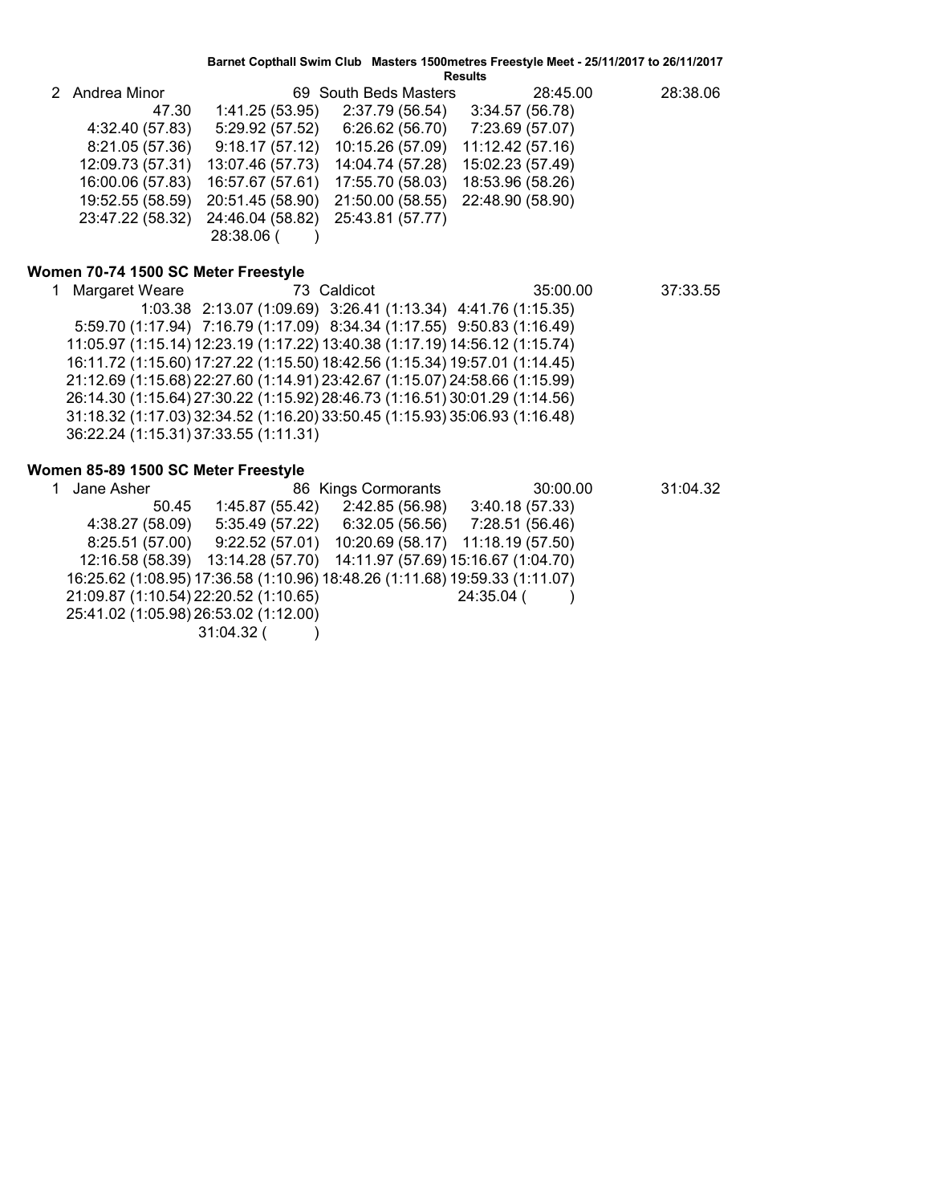2 Andrea Minor 69 South Beds Masters 28:45.00 28:38.06

| | | | |
|---|---|---|---|
| 47.30 | 1:41.25 (53.95) | 2:37.79 (56.54) | 3:34.57 (56.78) |
| 4:32.40 (57.83) | 5:29.92 (57.52) | 6:26.62 (56.70) | 7:23.69 (57.07) |
| 8:21.05 (57.36) | 9:18.17 (57.12) | 10:15.26 (57.09) | 11:12.42 (57.16) |
| 12:09.73 (57.31) | 13:07.46 (57.73) | 14:04.74 (57.28) | 15:02.23 (57.49) |
| 16:00.06 (57.83) | 16:57.67 (57.61) | 17:55.70 (58.03) | 18:53.96 (58.26) |
| 19:52.55 (58.59) | 20:51.45 (58.90) | 21:50.00 (58.55) | 22:48.90 (58.90) |
| 23:47.22 (58.32) | 24:46.04 (58.82) | 25:43.81 (57.77) | |
| | 28:38.06 ( ) | | |

## Women 70-74 1500 SC Meter Freestyle

1 Margaret Weare 73 Caldicot 35:00.00 37:33.55

| | | | |
|---|---|---|---|
| 1:03.38 | 2:13.07 (1:09.69) | 3:26.41 (1:13.34) | 4:41.76 (1:15.35) |
| 5:59.70 (1:17.94) | 7:16.79 (1:17.09) | 8:34.34 (1:17.55) | 9:50.83 (1:16.49) |
| 11:05.97 (1:15.14) | 12:23.19 (1:17.22) | 13:40.38 (1:17.19) | 14:56.12 (1:15.74) |
| 16:11.72 (1:15.60) | 17:27.22 (1:15.50) | 18:42.56 (1:15.34) | 19:57.01 (1:14.45) |
| 21:12.69 (1:15.68) | 22:27.60 (1:14.91) | 23:42.67 (1:15.07) | 24:58.66 (1:15.99) |
| 26:14.30 (1:15.64) | 27:30.22 (1:15.92) | 28:46.73 (1:16.51) | 30:01.29 (1:14.56) |
| 31:18.32 (1:17.03) | 32:34.52 (1:16.20) | 33:50.45 (1:15.93) | 35:06.93 (1:16.48) |
| 36:22.24 (1:15.31) | 37:33.55 (1:11.31) | | |

## Women 85-89 1500 SC Meter Freestyle

1 Jane Asher 86 Kings Cormorants 30:00.00 31:04.32

| | | | |
|---|---|---|---|
| 50.45 | 1:45.87 (55.42) | 2:42.85 (56.98) | 3:40.18 (57.33) |
| 4:38.27 (58.09) | 5:35.49 (57.22) | 6:32.05 (56.56) | 7:28.51 (56.46) |
| 8:25.51 (57.00) | 9:22.52 (57.01) | 10:20.69 (58.17) | 11:18.19 (57.50) |
| 12:16.58 (58.39) | 13:14.28 (57.70) | 14:11.97 (57.69) | 15:16.67 (1:04.70) |
| 16:25.62 (1:08.95) | 17:36.58 (1:10.96) | 18:48.26 (1:11.68) | 19:59.33 (1:11.07) |
| 21:09.87 (1:10.54) | 22:20.52 (1:10.65) | | 24:35.04 ( ) |
| 25:41.02 (1:05.98) | 26:53.02 (1:12.00) | | |
| | 31:04.32 ( ) | | |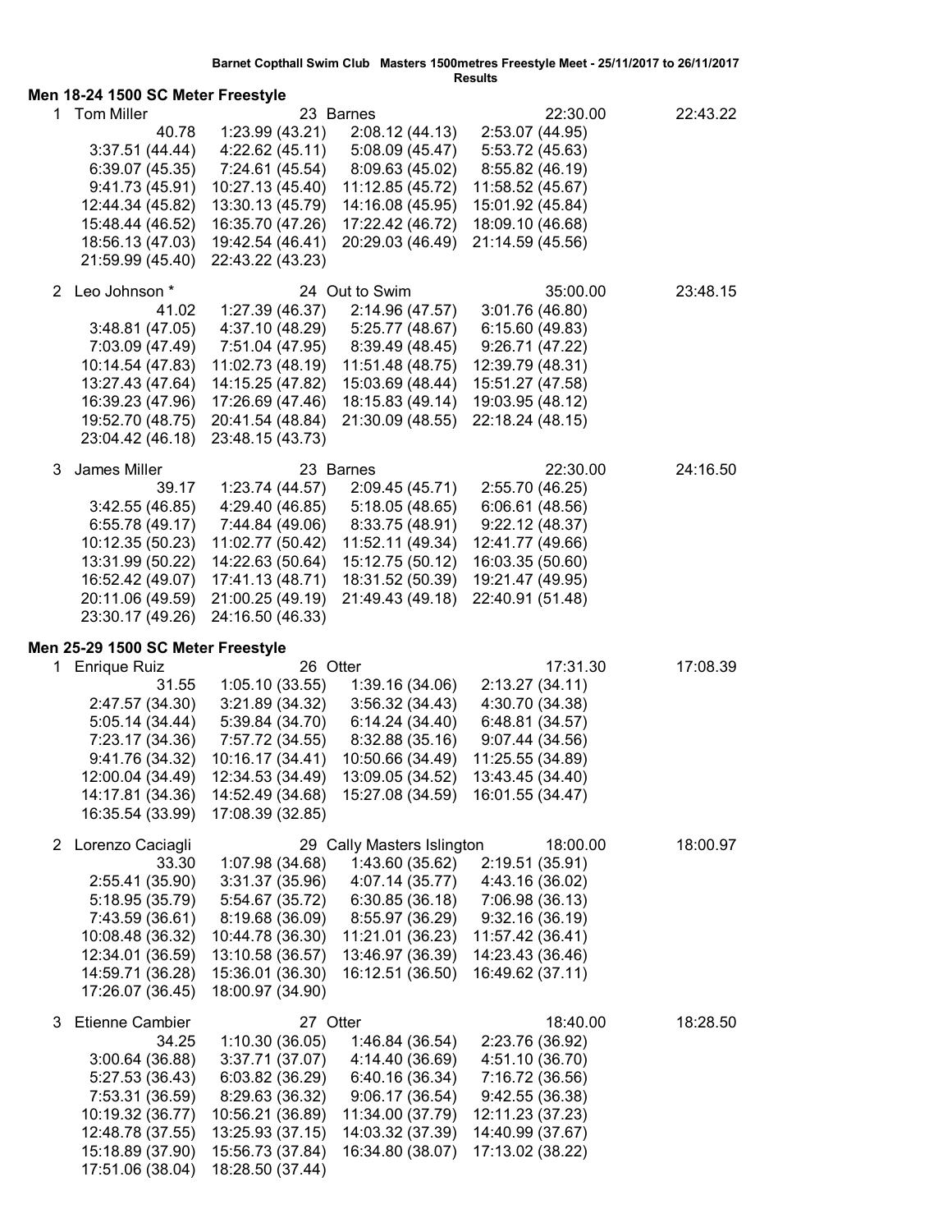Barnet Copthall Swim Club Masters 1500metres Freestyle Meet - 25/11/2017 to 26/11/2017
Results

## Men 18-24 1500 SC Meter Freestyle

1 Tom Miller 23 Barnes 22:30.00 22:43.22

| | | | |
|---|---|---|---|
| 40.78 | 1:23.99 (43.21) | 2:08.12 (44.13) | 2:53.07 (44.95) |
| 3:37.51 (44.44) | 4:22.62 (45.11) | 5:08.09 (45.47) | 5:53.72 (45.63) |
| 6:39.07 (45.35) | 7:24.61 (45.54) | 8:09.63 (45.02) | 8:55.82 (46.19) |
| 9:41.73 (45.91) | 10:27.13 (45.40) | 11:12.85 (45.72) | 11:58.52 (45.67) |
| 12:44.34 (45.82) | 13:30.13 (45.79) | 14:16.08 (45.95) | 15:01.92 (45.84) |
| 15:48.44 (46.52) | 16:35.70 (47.26) | 17:22.42 (46.72) | 18:09.10 (46.68) |
| 18:56.13 (47.03) | 19:42.54 (46.41) | 20:29.03 (46.49) | 21:14.59 (45.56) |
| 21:59.99 (45.40) | 22:43.22 (43.23) | | |

2 Leo Johnson * 24 Out to Swim 35:00.00 23:48.15

| | | | |
|---|---|---|---|
| 41.02 | 1:27.39 (46.37) | 2:14.96 (47.57) | 3:01.76 (46.80) |
| 3:48.81 (47.05) | 4:37.10 (48.29) | 5:25.77 (48.67) | 6:15.60 (49.83) |
| 7:03.09 (47.49) | 7:51.04 (47.95) | 8:39.49 (48.45) | 9:26.71 (47.22) |
| 10:14.54 (47.83) | 11:02.73 (48.19) | 11:51.48 (48.75) | 12:39.79 (48.31) |
| 13:27.43 (47.64) | 14:15.25 (47.82) | 15:03.69 (48.44) | 15:51.27 (47.58) |
| 16:39.23 (47.96) | 17:26.69 (47.46) | 18:15.83 (49.14) | 19:03.95 (48.12) |
| 19:52.70 (48.75) | 20:41.54 (48.84) | 21:30.09 (48.55) | 22:18.24 (48.15) |
| 23:04.42 (46.18) | 23:48.15 (43.73) | | |

3 James Miller 23 Barnes 22:30.00 24:16.50

| | | | |
|---|---|---|---|
| 39.17 | 1:23.74 (44.57) | 2:09.45 (45.71) | 2:55.70 (46.25) |
| 3:42.55 (46.85) | 4:29.40 (46.85) | 5:18.05 (48.65) | 6:06.61 (48.56) |
| 6:55.78 (49.17) | 7:44.84 (49.06) | 8:33.75 (48.91) | 9:22.12 (48.37) |
| 10:12.35 (50.23) | 11:02.77 (50.42) | 11:52.11 (49.34) | 12:41.77 (49.66) |
| 13:31.99 (50.22) | 14:22.63 (50.64) | 15:12.75 (50.12) | 16:03.35 (50.60) |
| 16:52.42 (49.07) | 17:41.13 (48.71) | 18:31.52 (50.39) | 19:21.47 (49.95) |
| 20:11.06 (49.59) | 21:00.25 (49.19) | 21:49.43 (49.18) | 22:40.91 (51.48) |
| 23:30.17 (49.26) | 24:16.50 (46.33) | | |

## Men 25-29 1500 SC Meter Freestyle

1 Enrique Ruiz 26 Otter 17:31.30 17:08.39

| | | | |
|---|---|---|---|
| 31.55 | 1:05.10 (33.55) | 1:39.16 (34.06) | 2:13.27 (34.11) |
| 2:47.57 (34.30) | 3:21.89 (34.32) | 3:56.32 (34.43) | 4:30.70 (34.38) |
| 5:05.14 (34.44) | 5:39.84 (34.70) | 6:14.24 (34.40) | 6:48.81 (34.57) |
| 7:23.17 (34.36) | 7:57.72 (34.55) | 8:32.88 (35.16) | 9:07.44 (34.56) |
| 9:41.76 (34.32) | 10:16.17 (34.41) | 10:50.66 (34.49) | 11:25.55 (34.89) |
| 12:00.04 (34.49) | 12:34.53 (34.49) | 13:09.05 (34.52) | 13:43.45 (34.40) |
| 14:17.81 (34.36) | 14:52.49 (34.68) | 15:27.08 (34.59) | 16:01.55 (34.47) |
| 16:35.54 (33.99) | 17:08.39 (32.85) | | |

2 Lorenzo Caciagli 29 Cally Masters Islington 18:00.00 18:00.97

| | | | |
|---|---|---|---|
| 33.30 | 1:07.98 (34.68) | 1:43.60 (35.62) | 2:19.51 (35.91) |
| 2:55.41 (35.90) | 3:31.37 (35.96) | 4:07.14 (35.77) | 4:43.16 (36.02) |
| 5:18.95 (35.79) | 5:54.67 (35.72) | 6:30.85 (36.18) | 7:06.98 (36.13) |
| 7:43.59 (36.61) | 8:19.68 (36.09) | 8:55.97 (36.29) | 9:32.16 (36.19) |
| 10:08.48 (36.32) | 10:44.78 (36.30) | 11:21.01 (36.23) | 11:57.42 (36.41) |
| 12:34.01 (36.59) | 13:10.58 (36.57) | 13:46.97 (36.39) | 14:23.43 (36.46) |
| 14:59.71 (36.28) | 15:36.01 (36.30) | 16:12.51 (36.50) | 16:49.62 (37.11) |
| 17:26.07 (36.45) | 18:00.97 (34.90) | | |

3 Etienne Cambier 27 Otter 18:40.00 18:28.50

| | | | |
|---|---|---|---|
| 34.25 | 1:10.30 (36.05) | 1:46.84 (36.54) | 2:23.76 (36.92) |
| 3:00.64 (36.88) | 3:37.71 (37.07) | 4:14.40 (36.69) | 4:51.10 (36.70) |
| 5:27.53 (36.43) | 6:03.82 (36.29) | 6:40.16 (36.34) | 7:16.72 (36.56) |
| 7:53.31 (36.59) | 8:29.63 (36.32) | 9:06.17 (36.54) | 9:42.55 (36.38) |
| 10:19.32 (36.77) | 10:56.21 (36.89) | 11:34.00 (37.79) | 12:11.23 (37.23) |
| 12:48.78 (37.55) | 13:25.93 (37.15) | 14:03.32 (37.39) | 14:40.99 (37.67) |
| 15:18.89 (37.90) | 15:56.73 (37.84) | 16:34.80 (38.07) | 17:13.02 (38.22) |
| 17:51.06 (38.04) | 18:28.50 (37.44) | | |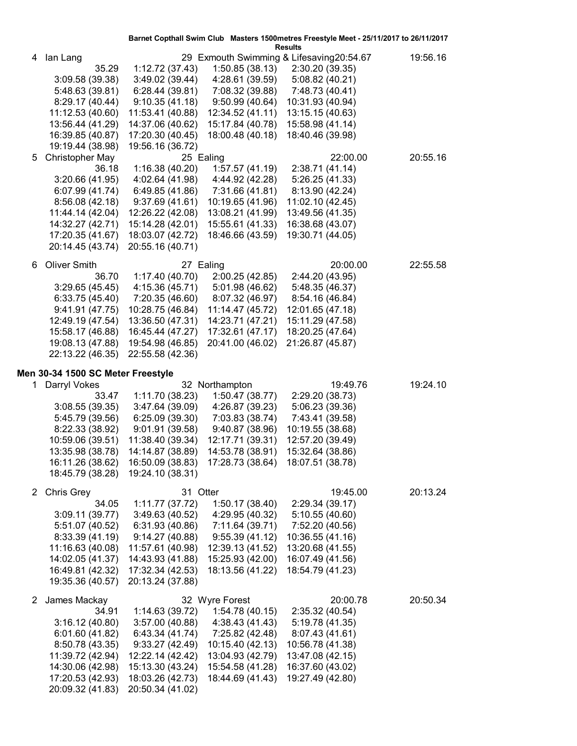**Barnet Copthall Swim Club Masters 1500metres Freestyle Meet - 25/11/2017 to 26/11/2017**

**Results**

4 Ian Lang 29 Exmouth Swimming & Lifesaving 20:54.67 19:56.16

35.29 1:12.72 (37.43) 1:50.85 (38.13) 2:30.20 (39.35)
3:09.58 (39.38) 3:49.02 (39.44) 4:28.61 (39.59) 5:08.82 (40.21)
5:48.63 (39.81) 6:28.44 (39.81) 7:08.32 (39.88) 7:48.73 (40.41)
8:29.17 (40.44) 9:10.35 (41.18) 9:50.99 (40.64) 10:31.93 (40.94)
11:12.53 (40.60) 11:53.41 (40.88) 12:34.52 (41.11) 13:15.15 (40.63)
13:56.44 (41.29) 14:37.06 (40.62) 15:17.84 (40.78) 15:58.98 (41.14)
16:39.85 (40.87) 17:20.30 (40.45) 18:00.48 (40.18) 18:40.46 (39.98)
19:19.44 (38.98) 19:56.16 (36.72)

5 Christopher May 25 Ealing 22:00.00 20:55.16

36.18 1:16.38 (40.20) 1:57.57 (41.19) 2:38.71 (41.14)
3:20.66 (41.95) 4:02.64 (41.98) 4:44.92 (42.28) 5:26.25 (41.33)
6:07.99 (41.74) 6:49.85 (41.86) 7:31.66 (41.81) 8:13.90 (42.24)
8:56.08 (42.18) 9:37.69 (41.61) 10:19.65 (41.96) 11:02.10 (42.45)
11:44.14 (42.04) 12:26.22 (42.08) 13:08.21 (41.99) 13:49.56 (41.35)
14:32.27 (42.71) 15:14.28 (42.01) 15:55.61 (41.33) 16:38.68 (43.07)
17:20.35 (41.67) 18:03.07 (42.72) 18:46.66 (43.59) 19:30.71 (44.05)
20:14.45 (43.74) 20:55.16 (40.71)

6 Oliver Smith 27 Ealing 20:00.00 22:55.58

36.70 1:17.40 (40.70) 2:00.25 (42.85) 2:44.20 (43.95)
3:29.65 (45.45) 4:15.36 (45.71) 5:01.98 (46.62) 5:48.35 (46.37)
6:33.75 (45.40) 7:20.35 (46.60) 8:07.32 (46.97) 8:54.16 (46.84)
9:41.91 (47.75) 10:28.75 (46.84) 11:14.47 (45.72) 12:01.65 (47.18)
12:49.19 (47.54) 13:36.50 (47.31) 14:23.71 (47.21) 15:11.29 (47.58)
15:58.17 (46.88) 16:45.44 (47.27) 17:32.61 (47.17) 18:20.25 (47.64)
19:08.13 (47.88) 19:54.98 (46.85) 20:41.00 (46.02) 21:26.87 (45.87)
22:13.22 (46.35) 22:55.58 (42.36)

**Men 30-34 1500 SC Meter Freestyle**

1 Darryl Vokes 32 Northampton 19:49.76 19:24.10

33.47 1:11.70 (38.23) 1:50.47 (38.77) 2:29.20 (38.73)
3:08.55 (39.35) 3:47.64 (39.09) 4:26.87 (39.23) 5:06.23 (39.36)
5:45.79 (39.56) 6:25.09 (39.30) 7:03.83 (38.74) 7:43.41 (39.58)
8:22.33 (38.92) 9:01.91 (39.58) 9:40.87 (38.96) 10:19.55 (38.68)
10:59.06 (39.51) 11:38.40 (39.34) 12:17.71 (39.31) 12:57.20 (39.49)
13:35.98 (38.78) 14:14.87 (38.89) 14:53.78 (38.91) 15:32.64 (38.86)
16:11.26 (38.62) 16:50.09 (38.83) 17:28.73 (38.64) 18:07.51 (38.78)
18:45.79 (38.28) 19:24.10 (38.31)

2 Chris Grey 31 Otter 19:45.00 20:13.24

34.05 1:11.77 (37.72) 1:50.17 (38.40) 2:29.34 (39.17)
3:09.11 (39.77) 3:49.63 (40.52) 4:29.95 (40.32) 5:10.55 (40.60)
5:51.07 (40.52) 6:31.93 (40.86) 7:11.64 (39.71) 7:52.20 (40.56)
8:33.39 (41.19) 9:14.27 (40.88) 9:55.39 (41.12) 10:36.55 (41.16)
11:16.63 (40.08) 11:57.61 (40.98) 12:39.13 (41.52) 13:20.68 (41.55)
14:02.05 (41.37) 14:43.93 (41.88) 15:25.93 (42.00) 16:07.49 (41.56)
16:49.81 (42.32) 17:32.34 (42.53) 18:13.56 (41.22) 18:54.79 (41.23)
19:35.36 (40.57) 20:13.24 (37.88)

2 James Mackay 32 Wyre Forest 20:00.78 20:50.34

34.91 1:14.63 (39.72) 1:54.78 (40.15) 2:35.32 (40.54)
3:16.12 (40.80) 3:57.00 (40.88) 4:38.43 (41.43) 5:19.78 (41.35)
6:01.60 (41.82) 6:43.34 (41.74) 7:25.82 (42.48) 8:07.43 (41.61)
8:50.78 (43.35) 9:33.27 (42.49) 10:15.40 (42.13) 10:56.78 (41.38)
11:39.72 (42.94) 12:22.14 (42.42) 13:04.93 (42.79) 13:47.08 (42.15)
14:30.06 (42.98) 15:13.30 (43.24) 15:54.58 (41.28) 16:37.60 (43.02)
17:20.53 (42.93) 18:03.26 (42.73) 18:44.69 (41.43) 19:27.49 (42.80)
20:09.32 (41.83) 20:50.34 (41.02)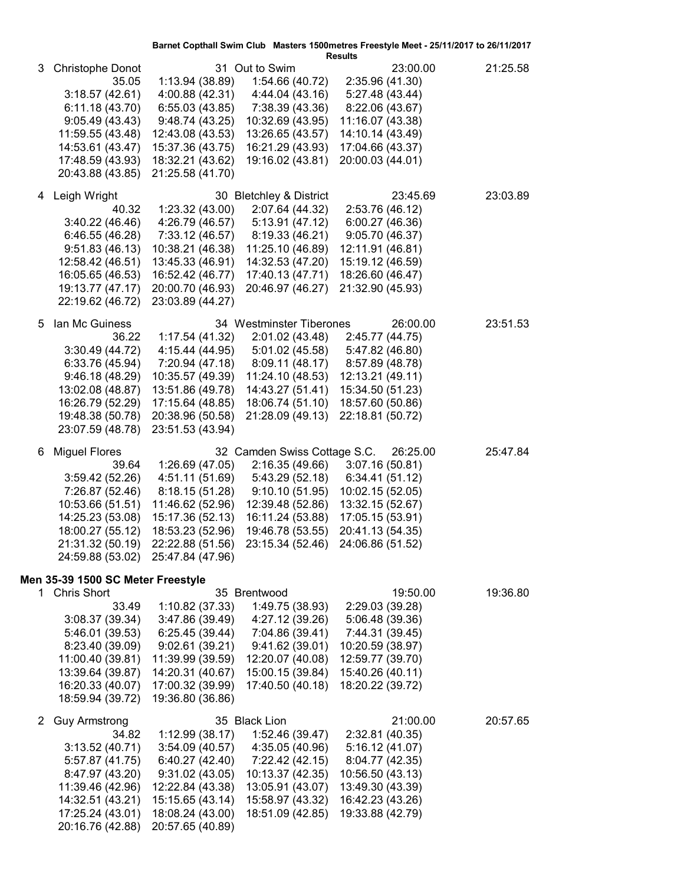3 Christophe Donot 31 Out to Swim 23:00.00 21:25.58

| | | | |
|---|---|---|---|
| 35.05 | 1:13.94 (38.89) | 1:54.66 (40.72) | 2:35.96 (41.30) |
| 3:18.57 (42.61) | 4:00.88 (42.31) | 4:44.04 (43.16) | 5:27.48 (43.44) |
| 6:11.18 (43.70) | 6:55.03 (43.85) | 7:38.39 (43.36) | 8:22.06 (43.67) |
| 9:05.49 (43.43) | 9:48.74 (43.25) | 10:32.69 (43.95) | 11:16.07 (43.38) |
| 11:59.55 (43.48) | 12:43.08 (43.53) | 13:26.65 (43.57) | 14:10.14 (43.49) |
| 14:53.61 (43.47) | 15:37.36 (43.75) | 16:21.29 (43.93) | 17:04.66 (43.37) |
| 17:48.59 (43.93) | 18:32.21 (43.62) | 19:16.02 (43.81) | 20:00.03 (44.01) |
| 20:43.88 (43.85) | 21:25.58 (41.70) | | |

4 Leigh Wright 30 Bletchley & District 23:45.69 23:03.89

| | | | |
|---|---|---|---|
| 40.32 | 1:23.32 (43.00) | 2:07.64 (44.32) | 2:53.76 (46.12) |
| 3:40.22 (46.46) | 4:26.79 (46.57) | 5:13.91 (47.12) | 6:00.27 (46.36) |
| 6:46.55 (46.28) | 7:33.12 (46.57) | 8:19.33 (46.21) | 9:05.70 (46.37) |
| 9:51.83 (46.13) | 10:38.21 (46.38) | 11:25.10 (46.89) | 12:11.91 (46.81) |
| 12:58.42 (46.51) | 13:45.33 (46.91) | 14:32.53 (47.20) | 15:19.12 (46.59) |
| 16:05.65 (46.53) | 16:52.42 (46.77) | 17:40.13 (47.71) | 18:26.60 (46.47) |
| 19:13.77 (47.17) | 20:00.70 (46.93) | 20:46.97 (46.27) | 21:32.90 (45.93) |
| 22:19.62 (46.72) | 23:03.89 (44.27) | | |

5 Ian Mc Guiness 34 Westminster Tiberones 26:00.00 23:51.53

| | | | |
|---|---|---|---|
| 36.22 | 1:17.54 (41.32) | 2:01.02 (43.48) | 2:45.77 (44.75) |
| 3:30.49 (44.72) | 4:15.44 (44.95) | 5:01.02 (45.58) | 5:47.82 (46.80) |
| 6:33.76 (45.94) | 7:20.94 (47.18) | 8:09.11 (48.17) | 8:57.89 (48.78) |
| 9:46.18 (48.29) | 10:35.57 (49.39) | 11:24.10 (48.53) | 12:13.21 (49.11) |
| 13:02.08 (48.87) | 13:51.86 (49.78) | 14:43.27 (51.41) | 15:34.50 (51.23) |
| 16:26.79 (52.29) | 17:15.64 (48.85) | 18:06.74 (51.10) | 18:57.60 (50.86) |
| 19:48.38 (50.78) | 20:38.96 (50.58) | 21:28.09 (49.13) | 22:18.81 (50.72) |
| 23:07.59 (48.78) | 23:51.53 (43.94) | | |

6 Miguel Flores 32 Camden Swiss Cottage S.C. 26:25.00 25:47.84

| | | | |
|---|---|---|---|
| 39.64 | 1:26.69 (47.05) | 2:16.35 (49.66) | 3:07.16 (50.81) |
| 3:59.42 (52.26) | 4:51.11 (51.69) | 5:43.29 (52.18) | 6:34.41 (51.12) |
| 7:26.87 (52.46) | 8:18.15 (51.28) | 9:10.10 (51.95) | 10:02.15 (52.05) |
| 10:53.66 (51.51) | 11:46.62 (52.96) | 12:39.48 (52.86) | 13:32.15 (52.67) |
| 14:25.23 (53.08) | 15:17.36 (52.13) | 16:11.24 (53.88) | 17:05.15 (53.91) |
| 18:00.27 (55.12) | 18:53.23 (52.96) | 19:46.78 (53.55) | 20:41.13 (54.35) |
| 21:31.32 (50.19) | 22:22.88 (51.56) | 23:15.34 (52.46) | 24:06.86 (51.52) |
| 24:59.88 (53.02) | 25:47.84 (47.96) | | |

**Men 35-39 1500 SC Meter Freestyle**

1 Chris Short 35 Brentwood 19:50.00 19:36.80

| | | | |
|---|---|---|---|
| 33.49 | 1:10.82 (37.33) | 1:49.75 (38.93) | 2:29.03 (39.28) |
| 3:08.37 (39.34) | 3:47.86 (39.49) | 4:27.12 (39.26) | 5:06.48 (39.36) |
| 5:46.01 (39.53) | 6:25.45 (39.44) | 7:04.86 (39.41) | 7:44.31 (39.45) |
| 8:23.40 (39.09) | 9:02.61 (39.21) | 9:41.62 (39.01) | 10:20.59 (38.97) |
| 11:00.40 (39.81) | 11:39.99 (39.59) | 12:20.07 (40.08) | 12:59.77 (39.70) |
| 13:39.64 (39.87) | 14:20.31 (40.67) | 15:00.15 (39.84) | 15:40.26 (40.11) |
| 16:20.33 (40.07) | 17:00.32 (39.99) | 17:40.50 (40.18) | 18:20.22 (39.72) |
| 18:59.94 (39.72) | 19:36.80 (36.86) | | |

2 Guy Armstrong 35 Black Lion 21:00.00 20:57.65

| | | | |
|---|---|---|---|
| 34.82 | 1:12.99 (38.17) | 1:52.46 (39.47) | 2:32.81 (40.35) |
| 3:13.52 (40.71) | 3:54.09 (40.57) | 4:35.05 (40.96) | 5:16.12 (41.07) |
| 5:57.87 (41.75) | 6:40.27 (42.40) | 7:22.42 (42.15) | 8:04.77 (42.35) |
| 8:47.97 (43.20) | 9:31.02 (43.05) | 10:13.37 (42.35) | 10:56.50 (43.13) |
| 11:39.46 (42.96) | 12:22.84 (43.38) | 13:05.91 (43.07) | 13:49.30 (43.39) |
| 14:32.51 (43.21) | 15:15.65 (43.14) | 15:58.97 (43.32) | 16:42.23 (43.26) |
| 17:25.24 (43.01) | 18:08.24 (43.00) | 18:51.09 (42.85) | 19:33.88 (42.79) |
| 20:16.76 (42.88) | 20:57.65 (40.89) | | |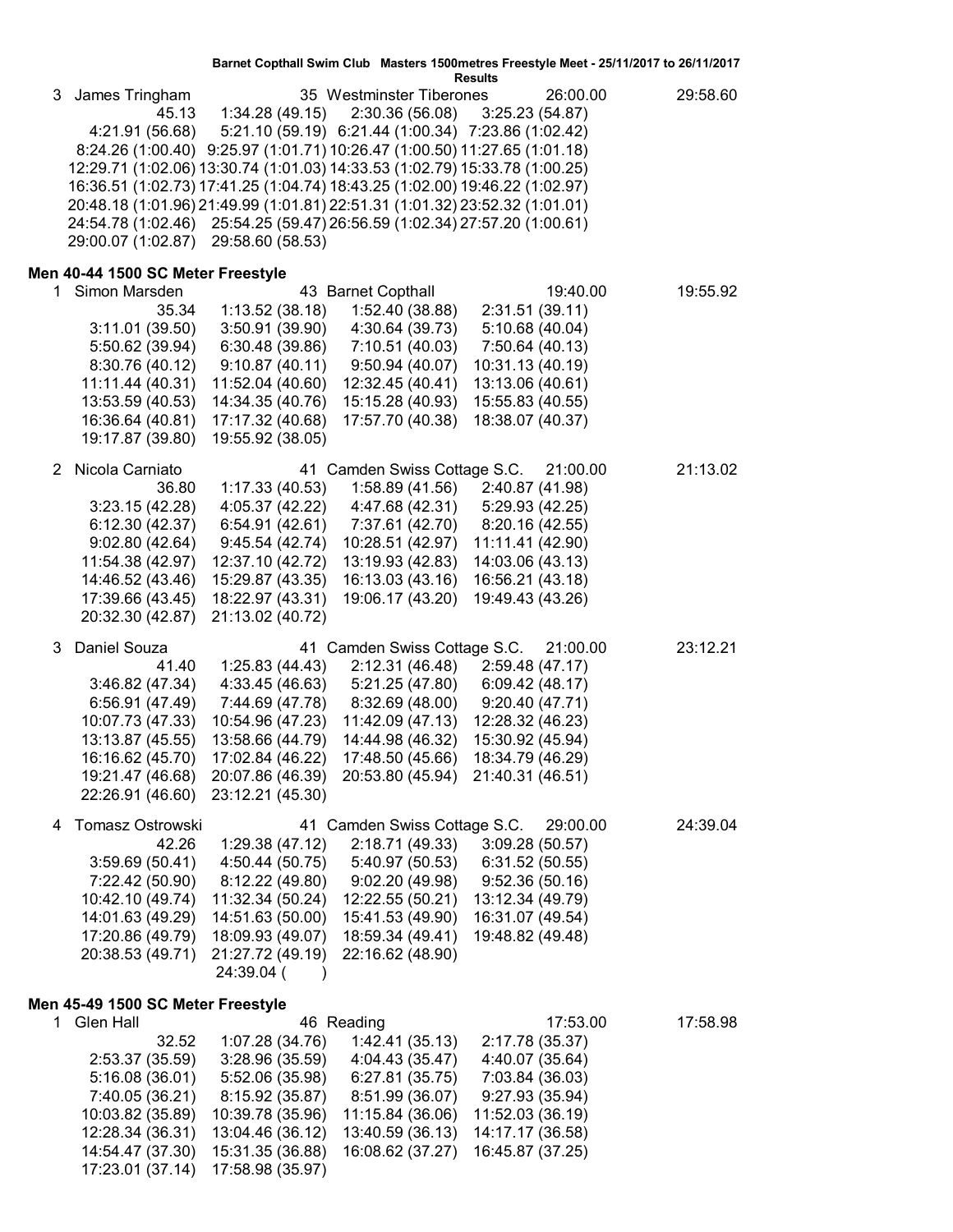Barnet Copthall Swim Club Masters 1500metres Freestyle Meet - 25/11/2017 to 26/11/2017

Results

3 James Tringham 35 Westminster Tiberones 26:00.00 29:58.60

```
45.13            1:34.28 (49.15)   2:30.36 (56.08)   3:25.23 (54.87)
4:21.91 (56.68)  5:21.10 (59.19)   6:21.44 (1:00.34) 7:23.86 (1:02.42)
8:24.26 (1:00.40) 9:25.97 (1:01.71) 10:26.47 (1:00.50) 11:27.65 (1:01.18)
12:29.71 (1:02.06) 13:30.74 (1:01.03) 14:33.53 (1:02.79) 15:33.78 (1:00.25)
16:36.51 (1:02.73) 17:41.25 (1:04.74) 18:43.25 (1:02.00) 19:46.22 (1:02.97)
20:48.18 (1:01.96) 21:49.99 (1:01.81) 22:51.31 (1:01.32) 23:52.32 (1:01.01)
24:54.78 (1:02.46) 25:54.25 (59.47) 26:56.59 (1:02.34) 27:57.20 (1:00.61)
29:00.07 (1:02.87) 29:58.60 (58.53)
```

## Men 40-44 1500 SC Meter Freestyle

1 Simon Marsden 43 Barnet Copthall 19:40.00 19:55.92

```
35.34            1:13.52 (38.18)   1:52.40 (38.88)   2:31.51 (39.11)
3:11.01 (39.50)  3:50.91 (39.90)   4:30.64 (39.73)   5:10.68 (40.04)
5:50.62 (39.94)  6:30.48 (39.86)   7:10.51 (40.03)   7:50.64 (40.13)
8:30.76 (40.12)  9:10.87 (40.11)   9:50.94 (40.07)   10:31.13 (40.19)
11:11.44 (40.31) 11:52.04 (40.60)  12:32.45 (40.41)  13:13.06 (40.61)
13:53.59 (40.53) 14:34.35 (40.76)  15:15.28 (40.93)  15:55.83 (40.55)
16:36.64 (40.81) 17:17.32 (40.68)  17:57.70 (40.38)  18:38.07 (40.37)
19:17.87 (39.80) 19:55.92 (38.05)
```

2 Nicola Carniato 41 Camden Swiss Cottage S.C. 21:00.00 21:13.02

```
36.80            1:17.33 (40.53)   1:58.89 (41.56)   2:40.87 (41.98)
3:23.15 (42.28)  4:05.37 (42.22)   4:47.68 (42.31)   5:29.93 (42.25)
6:12.30 (42.37)  6:54.91 (42.61)   7:37.61 (42.70)   8:20.16 (42.55)
9:02.80 (42.64)  9:45.54 (42.74)   10:28.51 (42.97)  11:11.41 (42.90)
11:54.38 (42.97) 12:37.10 (42.72)  13:19.93 (42.83)  14:03.06 (43.13)
14:46.52 (43.46) 15:29.87 (43.35)  16:13.03 (43.16)  16:56.21 (43.18)
17:39.66 (43.45) 18:22.97 (43.31)  19:06.17 (43.20)  19:49.43 (43.26)
20:32.30 (42.87) 21:13.02 (40.72)
```

3 Daniel Souza 41 Camden Swiss Cottage S.C. 21:00.00 23:12.21

```
41.40            1:25.83 (44.43)   2:12.31 (46.48)   2:59.48 (47.17)
3:46.82 (47.34)  4:33.45 (46.63)   5:21.25 (47.80)   6:09.42 (48.17)
6:56.91 (47.49)  7:44.69 (47.78)   8:32.69 (48.00)   9:20.40 (47.71)
10:07.73 (47.33) 10:54.96 (47.23)  11:42.09 (47.13)  12:28.32 (46.23)
13:13.87 (45.55) 13:58.66 (44.79)  14:44.98 (46.32)  15:30.92 (45.94)
16:16.62 (45.70) 17:02.84 (46.22)  17:48.50 (45.66)  18:34.79 (46.29)
19:21.47 (46.68) 20:07.86 (46.39)  20:53.80 (45.94)  21:40.31 (46.51)
22:26.91 (46.60) 23:12.21 (45.30)
```

4 Tomasz Ostrowski 41 Camden Swiss Cottage S.C. 29:00.00 24:39.04

```
42.26            1:29.38 (47.12)   2:18.71 (49.33)   3:09.28 (50.57)
3:59.69 (50.41)  4:50.44 (50.75)   5:40.97 (50.53)   6:31.52 (50.55)
7:22.42 (50.90)  8:12.22 (49.80)   9:02.20 (49.98)   9:52.36 (50.16)
10:42.10 (49.74) 11:32.34 (50.24)  12:22.55 (50.21)  13:12.34 (49.79)
14:01.63 (49.29) 14:51.63 (50.00)  15:41.53 (49.90)  16:31.07 (49.54)
17:20.86 (49.79) 18:09.93 (49.07)  18:59.34 (49.41)  19:48.82 (49.48)
20:38.53 (49.71) 21:27.72 (49.19)  22:16.62 (48.90)
                 24:39.04 (      )
```

## Men 45-49 1500 SC Meter Freestyle

1 Glen Hall 46 Reading 17:53.00 17:58.98

```
32.52            1:07.28 (34.76)   1:42.41 (35.13)   2:17.78 (35.37)
2:53.37 (35.59)  3:28.96 (35.59)   4:04.43 (35.47)   4:40.07 (35.64)
5:16.08 (36.01)  5:52.06 (35.98)   6:27.81 (35.75)   7:03.84 (36.03)
7:40.05 (36.21)  8:15.92 (35.87)   8:51.99 (36.07)   9:27.93 (35.94)
10:03.82 (35.89) 10:39.78 (35.96)  11:15.84 (36.06)  11:52.03 (36.19)
12:28.34 (36.31) 13:04.46 (36.12)  13:40.59 (36.13)  14:17.17 (36.58)
14:54.47 (37.30) 15:31.35 (36.88)  16:08.62 (37.27)  16:45.87 (37.25)
17:23.01 (37.14) 17:58.98 (35.97)
```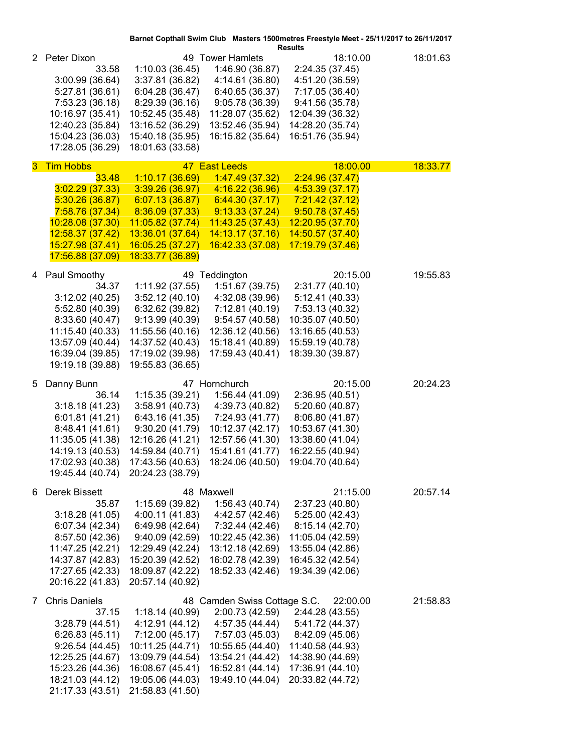**Barnet Copthall Swim Club Masters 1500metres Freestyle Meet - 25/11/2017 to 26/11/2017**

**Results**

| Place | Name | Age | Club | Entry Time | Final Time |
|---|---|---|---|---|---|
| 2 | Peter Dixon | 49 | Tower Hamlets | 18:10.00 | 18:01.63 |

| | | | |
|---|---|---|---|
| 33.58 | 1:10.03 (36.45) | 1:46.90 (36.87) | 2:24.35 (37.45) |
| 3:00.99 (36.64) | 3:37.81 (36.82) | 4:14.61 (36.80) | 4:51.20 (36.59) |
| 5:27.81 (36.61) | 6:04.28 (36.47) | 6:40.65 (36.37) | 7:17.05 (36.40) |
| 7:53.23 (36.18) | 8:29.39 (36.16) | 9:05.78 (36.39) | 9:41.56 (35.78) |
| 10:16.97 (35.41) | 10:52.45 (35.48) | 11:28.07 (35.62) | 12:04.39 (36.32) |
| 12:40.23 (35.84) | 13:16.52 (36.29) | 13:52.46 (35.94) | 14:28.20 (35.74) |
| 15:04.23 (36.03) | 15:40.18 (35.95) | 16:15.82 (35.64) | 16:51.76 (35.94) |
| 17:28.05 (36.29) | 18:01.63 (33.58) | | |

| Place | Name | Age | Club | Entry Time | Final Time |
|---|---|---|---|---|---|
| 3 | Tim Hobbs | 47 | East Leeds | 18:00.00 | 18:33.77 |

| | | | |
|---|---|---|---|
| 33.48 | 1:10.17 (36.69) | 1:47.49 (37.32) | 2:24.96 (37.47) |
| 3:02.29 (37.33) | 3:39.26 (36.97) | 4:16.22 (36.96) | 4:53.39 (37.17) |
| 5:30.26 (36.87) | 6:07.13 (36.87) | 6:44.30 (37.17) | 7:21.42 (37.12) |
| 7:58.76 (37.34) | 8:36.09 (37.33) | 9:13.33 (37.24) | 9:50.78 (37.45) |
| 10:28.08 (37.30) | 11:05.82 (37.74) | 11:43.25 (37.43) | 12:20.95 (37.70) |
| 12:58.37 (37.42) | 13:36.01 (37.64) | 14:13.17 (37.16) | 14:50.57 (37.40) |
| 15:27.98 (37.41) | 16:05.25 (37.27) | 16:42.33 (37.08) | 17:19.79 (37.46) |
| 17:56.88 (37.09) | 18:33.77 (36.89) | | |

| Place | Name | Age | Club | Entry Time | Final Time |
|---|---|---|---|---|---|
| 4 | Paul Smoothy | 49 | Teddington | 20:15.00 | 19:55.83 |

| | | | |
|---|---|---|---|
| 34.37 | 1:11.92 (37.55) | 1:51.67 (39.75) | 2:31.77 (40.10) |
| 3:12.02 (40.25) | 3:52.12 (40.10) | 4:32.08 (39.96) | 5:12.41 (40.33) |
| 5:52.80 (40.39) | 6:32.62 (39.82) | 7:12.81 (40.19) | 7:53.13 (40.32) |
| 8:33.60 (40.47) | 9:13.99 (40.39) | 9:54.57 (40.58) | 10:35.07 (40.50) |
| 11:15.40 (40.33) | 11:55.56 (40.16) | 12:36.12 (40.56) | 13:16.65 (40.53) |
| 13:57.09 (40.44) | 14:37.52 (40.43) | 15:18.41 (40.89) | 15:59.19 (40.78) |
| 16:39.04 (39.85) | 17:19.02 (39.98) | 17:59.43 (40.41) | 18:39.30 (39.87) |
| 19:19.18 (39.88) | 19:55.83 (36.65) | | |

| Place | Name | Age | Club | Entry Time | Final Time |
|---|---|---|---|---|---|
| 5 | Danny Bunn | 47 | Hornchurch | 20:15.00 | 20:24.23 |

| | | | |
|---|---|---|---|
| 36.14 | 1:15.35 (39.21) | 1:56.44 (41.09) | 2:36.95 (40.51) |
| 3:18.18 (41.23) | 3:58.91 (40.73) | 4:39.73 (40.82) | 5:20.60 (40.87) |
| 6:01.81 (41.21) | 6:43.16 (41.35) | 7:24.93 (41.77) | 8:06.80 (41.87) |
| 8:48.41 (41.61) | 9:30.20 (41.79) | 10:12.37 (42.17) | 10:53.67 (41.30) |
| 11:35.05 (41.38) | 12:16.26 (41.21) | 12:57.56 (41.30) | 13:38.60 (41.04) |
| 14:19.13 (40.53) | 14:59.84 (40.71) | 15:41.61 (41.77) | 16:22.55 (40.94) |
| 17:02.93 (40.38) | 17:43.56 (40.63) | 18:24.06 (40.50) | 19:04.70 (40.64) |
| 19:45.44 (40.74) | 20:24.23 (38.79) | | |

| Place | Name | Age | Club | Entry Time | Final Time |
|---|---|---|---|---|---|
| 6 | Derek Bissett | 48 | Maxwell | 21:15.00 | 20:57.14 |

| | | | |
|---|---|---|---|
| 35.87 | 1:15.69 (39.82) | 1:56.43 (40.74) | 2:37.23 (40.80) |
| 3:18.28 (41.05) | 4:00.11 (41.83) | 4:42.57 (42.46) | 5:25.00 (42.43) |
| 6:07.34 (42.34) | 6:49.98 (42.64) | 7:32.44 (42.46) | 8:15.14 (42.70) |
| 8:57.50 (42.36) | 9:40.09 (42.59) | 10:22.45 (42.36) | 11:05.04 (42.59) |
| 11:47.25 (42.21) | 12:29.49 (42.24) | 13:12.18 (42.69) | 13:55.04 (42.86) |
| 14:37.87 (42.83) | 15:20.39 (42.52) | 16:02.78 (42.39) | 16:45.32 (42.54) |
| 17:27.65 (42.33) | 18:09.87 (42.22) | 18:52.33 (42.46) | 19:34.39 (42.06) |
| 20:16.22 (41.83) | 20:57.14 (40.92) | | |

| Place | Name | Age | Club | Entry Time | Final Time |
|---|---|---|---|---|---|
| 7 | Chris Daniels | 48 | Camden Swiss Cottage S.C. | 22:00.00 | 21:58.83 |

| | | | |
|---|---|---|---|
| 37.15 | 1:18.14 (40.99) | 2:00.73 (42.59) | 2:44.28 (43.55) |
| 3:28.79 (44.51) | 4:12.91 (44.12) | 4:57.35 (44.44) | 5:41.72 (44.37) |
| 6:26.83 (45.11) | 7:12.00 (45.17) | 7:57.03 (45.03) | 8:42.09 (45.06) |
| 9:26.54 (44.45) | 10:11.25 (44.71) | 10:55.65 (44.40) | 11:40.58 (44.93) |
| 12:25.25 (44.67) | 13:09.79 (44.54) | 13:54.21 (44.42) | 14:38.90 (44.69) |
| 15:23.26 (44.36) | 16:08.67 (45.41) | 16:52.81 (44.14) | 17:36.91 (44.10) |
| 18:21.03 (44.12) | 19:05.06 (44.03) | 19:49.10 (44.04) | 20:33.82 (44.72) |
| 21:17.33 (43.51) | 21:58.83 (41.50) | | |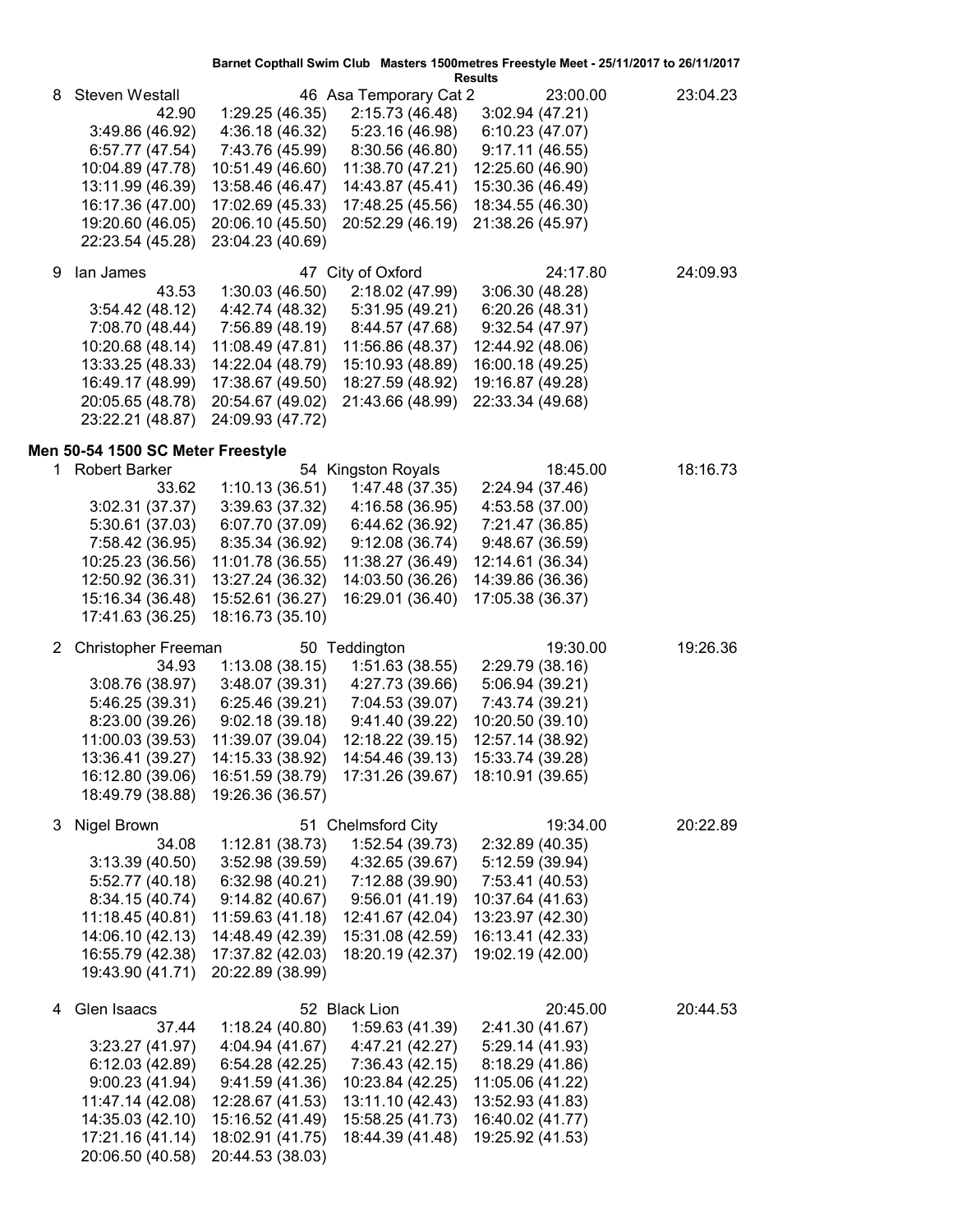Barnet Copthall Swim Club Masters 1500metres Freestyle Meet - 25/11/2017 to 26/11/2017

Results

| | Name | Age | Club | Seed Time | Finals Time |
|---|---|---|---|---|---|
| 8 | Steven Westall | 46 | Asa Temporary Cat 2 | 23:00.00 | 23:04.23 |

42.90 | 1:29.25 (46.35) | 2:15.73 (46.48) | 3:02.94 (47.21)
3:49.86 (46.92) | 4:36.18 (46.32) | 5:23.16 (46.98) | 6:10.23 (47.07)
6:57.77 (47.54) | 7:43.76 (45.99) | 8:30.56 (46.80) | 9:17.11 (46.55)
10:04.89 (47.78) | 10:51.49 (46.60) | 11:38.70 (47.21) | 12:25.60 (46.90)
13:11.99 (46.39) | 13:58.46 (46.47) | 14:43.87 (45.41) | 15:30.36 (46.49)
16:17.36 (47.00) | 17:02.69 (45.33) | 17:48.25 (45.56) | 18:34.55 (46.30)
19:20.60 (46.05) | 20:06.10 (45.50) | 20:52.29 (46.19) | 21:38.26 (45.97)
22:23.54 (45.28) | 23:04.23 (40.69)

| | Name | Age | Club | Seed Time | Finals Time |
|---|---|---|---|---|---|
| 9 | Ian James | 47 | City of Oxford | 24:17.80 | 24:09.93 |

43.53 | 1:30.03 (46.50) | 2:18.02 (47.99) | 3:06.30 (48.28)
3:54.42 (48.12) | 4:42.74 (48.32) | 5:31.95 (49.21) | 6:20.26 (48.31)
7:08.70 (48.44) | 7:56.89 (48.19) | 8:44.57 (47.68) | 9:32.54 (47.97)
10:20.68 (48.14) | 11:08.49 (47.81) | 11:56.86 (48.37) | 12:44.92 (48.06)
13:33.25 (48.33) | 14:22.04 (48.79) | 15:10.93 (48.89) | 16:00.18 (49.25)
16:49.17 (48.99) | 17:38.67 (49.50) | 18:27.59 (48.92) | 19:16.87 (49.28)
20:05.65 (48.78) | 20:54.67 (49.02) | 21:43.66 (48.99) | 22:33.34 (49.68)
23:22.21 (48.87) | 24:09.93 (47.72)

## Men 50-54 1500 SC Meter Freestyle

| | Name | Age | Club | Seed Time | Finals Time |
|---|---|---|---|---|---|
| 1 | Robert Barker | 54 | Kingston Royals | 18:45.00 | 18:16.73 |

33.62 | 1:10.13 (36.51) | 1:47.48 (37.35) | 2:24.94 (37.46)
3:02.31 (37.37) | 3:39.63 (37.32) | 4:16.58 (36.95) | 4:53.58 (37.00)
5:30.61 (37.03) | 6:07.70 (37.09) | 6:44.62 (36.92) | 7:21.47 (36.85)
7:58.42 (36.95) | 8:35.34 (36.92) | 9:12.08 (36.74) | 9:48.67 (36.59)
10:25.23 (36.56) | 11:01.78 (36.55) | 11:38.27 (36.49) | 12:14.61 (36.34)
12:50.92 (36.31) | 13:27.24 (36.32) | 14:03.50 (36.26) | 14:39.86 (36.36)
15:16.34 (36.48) | 15:52.61 (36.27) | 16:29.01 (36.40) | 17:05.38 (36.37)
17:41.63 (36.25) | 18:16.73 (35.10)

| | Name | Age | Club | Seed Time | Finals Time |
|---|---|---|---|---|---|
| 2 | Christopher Freeman | 50 | Teddington | 19:30.00 | 19:26.36 |

34.93 | 1:13.08 (38.15) | 1:51.63 (38.55) | 2:29.79 (38.16)
3:08.76 (38.97) | 3:48.07 (39.31) | 4:27.73 (39.66) | 5:06.94 (39.21)
5:46.25 (39.31) | 6:25.46 (39.21) | 7:04.53 (39.07) | 7:43.74 (39.21)
8:23.00 (39.26) | 9:02.18 (39.18) | 9:41.40 (39.22) | 10:20.50 (39.10)
11:00.03 (39.53) | 11:39.07 (39.04) | 12:18.22 (39.15) | 12:57.14 (38.92)
13:36.41 (39.27) | 14:15.33 (38.92) | 14:54.46 (39.13) | 15:33.74 (39.28)
16:12.80 (39.06) | 16:51.59 (38.79) | 17:31.26 (39.67) | 18:10.91 (39.65)
18:49.79 (38.88) | 19:26.36 (36.57)

| | Name | Age | Club | Seed Time | Finals Time |
|---|---|---|---|---|---|
| 3 | Nigel Brown | 51 | Chelmsford City | 19:34.00 | 20:22.89 |

34.08 | 1:12.81 (38.73) | 1:52.54 (39.73) | 2:32.89 (40.35)
3:13.39 (40.50) | 3:52.98 (39.59) | 4:32.65 (39.67) | 5:12.59 (39.94)
5:52.77 (40.18) | 6:32.98 (40.21) | 7:12.88 (39.90) | 7:53.41 (40.53)
8:34.15 (40.74) | 9:14.82 (40.67) | 9:56.01 (41.19) | 10:37.64 (41.63)
11:18.45 (40.81) | 11:59.63 (41.18) | 12:41.67 (42.04) | 13:23.97 (42.30)
14:06.10 (42.13) | 14:48.49 (42.39) | 15:31.08 (42.59) | 16:13.41 (42.33)
16:55.79 (42.38) | 17:37.82 (42.03) | 18:20.19 (42.37) | 19:02.19 (42.00)
19:43.90 (41.71) | 20:22.89 (38.99)

| | Name | Age | Club | Seed Time | Finals Time |
|---|---|---|---|---|---|
| 4 | Glen Isaacs | 52 | Black Lion | 20:45.00 | 20:44.53 |

37.44 | 1:18.24 (40.80) | 1:59.63 (41.39) | 2:41.30 (41.67)
3:23.27 (41.97) | 4:04.94 (41.67) | 4:47.21 (42.27) | 5:29.14 (41.93)
6:12.03 (42.89) | 6:54.28 (42.25) | 7:36.43 (42.15) | 8:18.29 (41.86)
9:00.23 (41.94) | 9:41.59 (41.36) | 10:23.84 (42.25) | 11:05.06 (41.22)
11:47.14 (42.08) | 12:28.67 (41.53) | 13:11.10 (42.43) | 13:52.93 (41.83)
14:35.03 (42.10) | 15:16.52 (41.49) | 15:58.25 (41.73) | 16:40.02 (41.77)
17:21.16 (41.14) | 18:02.91 (41.75) | 18:44.39 (41.48) | 19:25.92 (41.53)
20:06.50 (40.58) | 20:44.53 (38.03)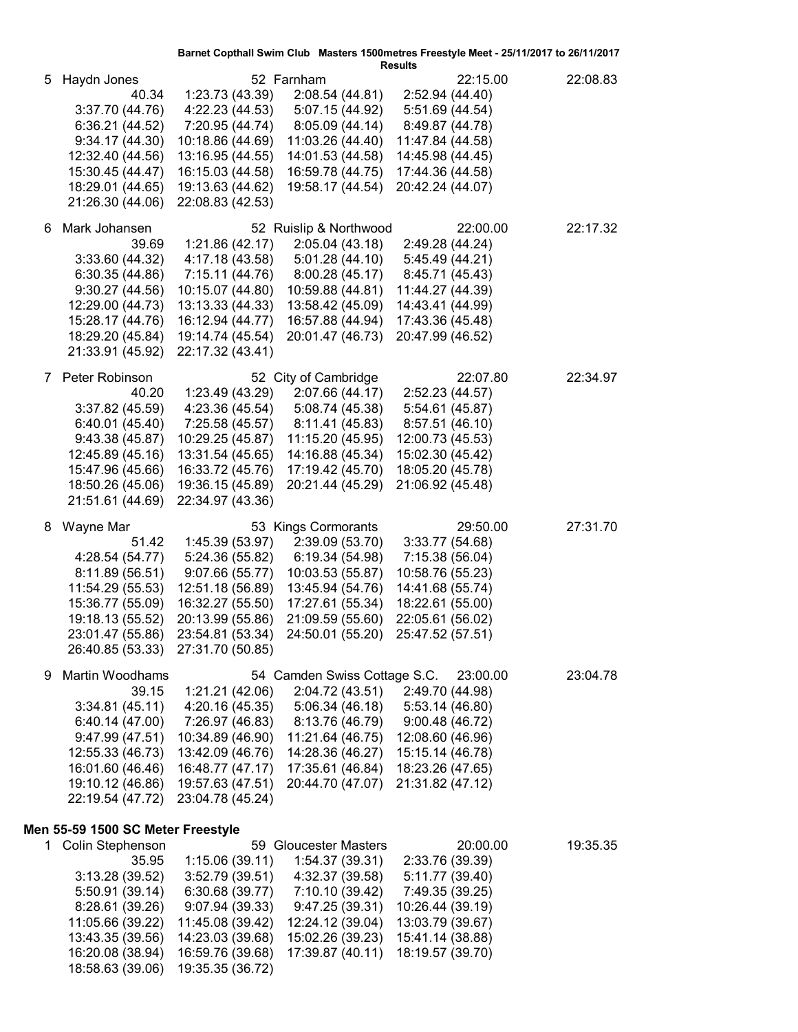Barnet Copthall Swim Club Masters 1500metres Freestyle Meet - 25/11/2017 to 26/11/2017

Results

5 Haydn Jones 52 Farnham 22:15.00 22:08.83

40.34 1:23.73 (43.39) 2:08.54 (44.81) 2:52.94 (44.40)
3:37.70 (44.76) 4:22.23 (44.53) 5:07.15 (44.92) 5:51.69 (44.54)
6:36.21 (44.52) 7:20.95 (44.74) 8:05.09 (44.14) 8:49.87 (44.78)
9:34.17 (44.30) 10:18.86 (44.69) 11:03.26 (44.40) 11:47.84 (44.58)
12:32.40 (44.56) 13:16.95 (44.55) 14:01.53 (44.58) 14:45.98 (44.45)
15:30.45 (44.47) 16:15.03 (44.58) 16:59.78 (44.75) 17:44.36 (44.58)
18:29.01 (44.65) 19:13.63 (44.62) 19:58.17 (44.54) 20:42.24 (44.07)
21:26.30 (44.06) 22:08.83 (42.53)

6 Mark Johansen 52 Ruislip & Northwood 22:00.00 22:17.32

39.69 1:21.86 (42.17) 2:05.04 (43.18) 2:49.28 (44.24)
3:33.60 (44.32) 4:17.18 (43.58) 5:01.28 (44.10) 5:45.49 (44.21)
6:30.35 (44.86) 7:15.11 (44.76) 8:00.28 (45.17) 8:45.71 (45.43)
9:30.27 (44.56) 10:15.07 (44.80) 10:59.88 (44.81) 11:44.27 (44.39)
12:29.00 (44.73) 13:13.33 (44.33) 13:58.42 (45.09) 14:43.41 (44.99)
15:28.17 (44.76) 16:12.94 (44.77) 16:57.88 (44.94) 17:43.36 (45.48)
18:29.20 (45.84) 19:14.74 (45.54) 20:01.47 (46.73) 20:47.99 (46.52)
21:33.91 (45.92) 22:17.32 (43.41)

7 Peter Robinson 52 City of Cambridge 22:07.80 22:34.97

40.20 1:23.49 (43.29) 2:07.66 (44.17) 2:52.23 (44.57)
3:37.82 (45.59) 4:23.36 (45.54) 5:08.74 (45.38) 5:54.61 (45.87)
6:40.01 (45.40) 7:25.58 (45.57) 8:11.41 (45.83) 8:57.51 (46.10)
9:43.38 (45.87) 10:29.25 (45.87) 11:15.20 (45.95) 12:00.73 (45.53)
12:45.89 (45.16) 13:31.54 (45.65) 14:16.88 (45.34) 15:02.30 (45.42)
15:47.96 (45.66) 16:33.72 (45.76) 17:19.42 (45.70) 18:05.20 (45.78)
18:50.26 (45.06) 19:36.15 (45.89) 20:21.44 (45.29) 21:06.92 (45.48)
21:51.61 (44.69) 22:34.97 (43.36)

8 Wayne Mar 53 Kings Cormorants 29:50.00 27:31.70

51.42 1:45.39 (53.97) 2:39.09 (53.70) 3:33.77 (54.68)
4:28.54 (54.77) 5:24.36 (55.82) 6:19.34 (54.98) 7:15.38 (56.04)
8:11.89 (56.51) 9:07.66 (55.77) 10:03.53 (55.87) 10:58.76 (55.23)
11:54.29 (55.53) 12:51.18 (56.89) 13:45.94 (54.76) 14:41.68 (55.74)
15:36.77 (55.09) 16:32.27 (55.50) 17:27.61 (55.34) 18:22.61 (55.00)
19:18.13 (55.52) 20:13.99 (55.86) 21:09.59 (55.60) 22:05.61 (56.02)
23:01.47 (55.86) 23:54.81 (53.34) 24:50.01 (55.20) 25:47.52 (57.51)
26:40.85 (53.33) 27:31.70 (50.85)

9 Martin Woodhams 54 Camden Swiss Cottage S.C. 23:00.00 23:04.78

39.15 1:21.21 (42.06) 2:04.72 (43.51) 2:49.70 (44.98)
3:34.81 (45.11) 4:20.16 (45.35) 5:06.34 (46.18) 5:53.14 (46.80)
6:40.14 (47.00) 7:26.97 (46.83) 8:13.76 (46.79) 9:00.48 (46.72)
9:47.99 (47.51) 10:34.89 (46.90) 11:21.64 (46.75) 12:08.60 (46.96)
12:55.33 (46.73) 13:42.09 (46.76) 14:28.36 (46.27) 15:15.14 (46.78)
16:01.60 (46.46) 16:48.77 (47.17) 17:35.61 (46.84) 18:23.26 (47.65)
19:10.12 (46.86) 19:57.63 (47.51) 20:44.70 (47.07) 21:31.82 (47.12)
22:19.54 (47.72) 23:04.78 (45.24)

**Men 55-59 1500 SC Meter Freestyle**

1 Colin Stephenson 59 Gloucester Masters 20:00.00 19:35.35

35.95 1:15.06 (39.11) 1:54.37 (39.31) 2:33.76 (39.39)
3:13.28 (39.52) 3:52.79 (39.51) 4:32.37 (39.58) 5:11.77 (39.40)
5:50.91 (39.14) 6:30.68 (39.77) 7:10.10 (39.42) 7:49.35 (39.25)
8:28.61 (39.26) 9:07.94 (39.33) 9:47.25 (39.31) 10:26.44 (39.19)
11:05.66 (39.22) 11:45.08 (39.42) 12:24.12 (39.04) 13:03.79 (39.67)
13:43.35 (39.56) 14:23.03 (39.68) 15:02.26 (39.23) 15:41.14 (38.88)
16:20.08 (38.94) 16:59.76 (39.68) 17:39.87 (40.11) 18:19.57 (39.70)
18:58.63 (39.06) 19:35.35 (36.72)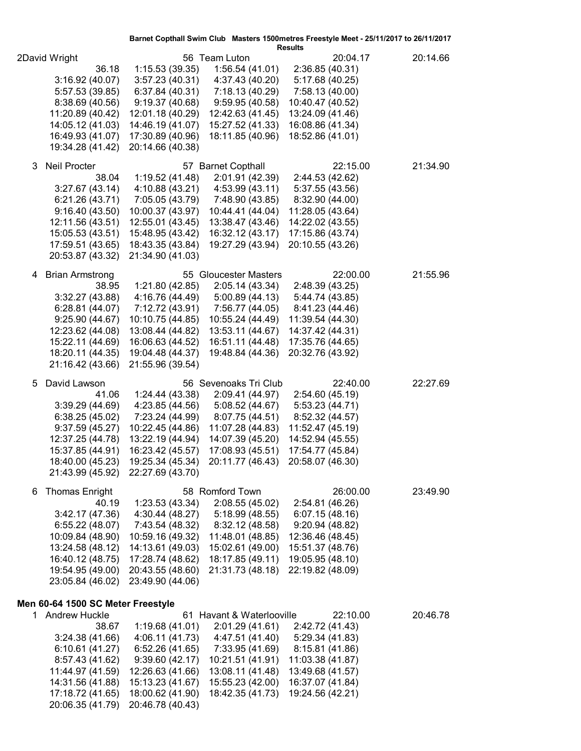Barnet Copthall Swim Club Masters 1500metres Freestyle Meet - 25/11/2017 to 26/11/2017

Results

| | | | | |
|---|---|---|---|---|
| 2David Wright | | 56 Team Luton | 20:04.17 | 20:14.66 |
| 36.18 | 1:15.53 (39.35) | 1:56.54 (41.01) | 2:36.85 (40.31) | |
| 3:16.92 (40.07) | 3:57.23 (40.31) | 4:37.43 (40.20) | 5:17.68 (40.25) | |
| 5:57.53 (39.85) | 6:37.84 (40.31) | 7:18.13 (40.29) | 7:58.13 (40.00) | |
| 8:38.69 (40.56) | 9:19.37 (40.68) | 9:59.95 (40.58) | 10:40.47 (40.52) | |
| 11:20.89 (40.42) | 12:01.18 (40.29) | 12:42.63 (41.45) | 13:24.09 (41.46) | |
| 14:05.12 (41.03) | 14:46.19 (41.07) | 15:27.52 (41.33) | 16:08.86 (41.34) | |
| 16:49.93 (41.07) | 17:30.89 (40.96) | 18:11.85 (40.96) | 18:52.86 (41.01) | |
| 19:34.28 (41.42) | 20:14.66 (40.38) | | | |
| 3 Neil Procter | | 57 Barnet Copthall | 22:15.00 | 21:34.90 |
| 38.04 | 1:19.52 (41.48) | 2:01.91 (42.39) | 2:44.53 (42.62) | |
| 3:27.67 (43.14) | 4:10.88 (43.21) | 4:53.99 (43.11) | 5:37.55 (43.56) | |
| 6:21.26 (43.71) | 7:05.05 (43.79) | 7:48.90 (43.85) | 8:32.90 (44.00) | |
| 9:16.40 (43.50) | 10:00.37 (43.97) | 10:44.41 (44.04) | 11:28.05 (43.64) | |
| 12:11.56 (43.51) | 12:55.01 (43.45) | 13:38.47 (43.46) | 14:22.02 (43.55) | |
| 15:05.53 (43.51) | 15:48.95 (43.42) | 16:32.12 (43.17) | 17:15.86 (43.74) | |
| 17:59.51 (43.65) | 18:43.35 (43.84) | 19:27.29 (43.94) | 20:10.55 (43.26) | |
| 20:53.87 (43.32) | 21:34.90 (41.03) | | | |
| 4 Brian Armstrong | | 55 Gloucester Masters | 22:00.00 | 21:55.96 |
| 38.95 | 1:21.80 (42.85) | 2:05.14 (43.34) | 2:48.39 (43.25) | |
| 3:32.27 (43.88) | 4:16.76 (44.49) | 5:00.89 (44.13) | 5:44.74 (43.85) | |
| 6:28.81 (44.07) | 7:12.72 (43.91) | 7:56.77 (44.05) | 8:41.23 (44.46) | |
| 9:25.90 (44.67) | 10:10.75 (44.85) | 10:55.24 (44.49) | 11:39.54 (44.30) | |
| 12:23.62 (44.08) | 13:08.44 (44.82) | 13:53.11 (44.67) | 14:37.42 (44.31) | |
| 15:22.11 (44.69) | 16:06.63 (44.52) | 16:51.11 (44.48) | 17:35.76 (44.65) | |
| 18:20.11 (44.35) | 19:04.48 (44.37) | 19:48.84 (44.36) | 20:32.76 (43.92) | |
| 21:16.42 (43.66) | 21:55.96 (39.54) | | | |
| 5 David Lawson | | 56 Sevenoaks Tri Club | 22:40.00 | 22:27.69 |
| 41.06 | 1:24.44 (43.38) | 2:09.41 (44.97) | 2:54.60 (45.19) | |
| 3:39.29 (44.69) | 4:23.85 (44.56) | 5:08.52 (44.67) | 5:53.23 (44.71) | |
| 6:38.25 (45.02) | 7:23.24 (44.99) | 8:07.75 (44.51) | 8:52.32 (44.57) | |
| 9:37.59 (45.27) | 10:22.45 (44.86) | 11:07.28 (44.83) | 11:52.47 (45.19) | |
| 12:37.25 (44.78) | 13:22.19 (44.94) | 14:07.39 (45.20) | 14:52.94 (45.55) | |
| 15:37.85 (44.91) | 16:23.42 (45.57) | 17:08.93 (45.51) | 17:54.77 (45.84) | |
| 18:40.00 (45.23) | 19:25.34 (45.34) | 20:11.77 (46.43) | 20:58.07 (46.30) | |
| 21:43.99 (45.92) | 22:27.69 (43.70) | | | |
| 6 Thomas Enright | | 58 Romford Town | 26:00.00 | 23:49.90 |
| 40.19 | 1:23.53 (43.34) | 2:08.55 (45.02) | 2:54.81 (46.26) | |
| 3:42.17 (47.36) | 4:30.44 (48.27) | 5:18.99 (48.55) | 6:07.15 (48.16) | |
| 6:55.22 (48.07) | 7:43.54 (48.32) | 8:32.12 (48.58) | 9:20.94 (48.82) | |
| 10:09.84 (48.90) | 10:59.16 (49.32) | 11:48.01 (48.85) | 12:36.46 (48.45) | |
| 13:24.58 (48.12) | 14:13.61 (49.03) | 15:02.61 (49.00) | 15:51.37 (48.76) | |
| 16:40.12 (48.75) | 17:28.74 (48.62) | 18:17.85 (49.11) | 19:05.95 (48.10) | |
| 19:54.95 (49.00) | 20:43.55 (48.60) | 21:31.73 (48.18) | 22:19.82 (48.09) | |
| 23:05.84 (46.02) | 23:49.90 (44.06) | | | |

**Men 60-64 1500 SC Meter Freestyle**

| | | | | |
|---|---|---|---|---|
| 1 Andrew Huckle | | 61 Havant & Waterlooville | 22:10.00 | 20:46.78 |
| 38.67 | 1:19.68 (41.01) | 2:01.29 (41.61) | 2:42.72 (41.43) | |
| 3:24.38 (41.66) | 4:06.11 (41.73) | 4:47.51 (41.40) | 5:29.34 (41.83) | |
| 6:10.61 (41.27) | 6:52.26 (41.65) | 7:33.95 (41.69) | 8:15.81 (41.86) | |
| 8:57.43 (41.62) | 9:39.60 (42.17) | 10:21.51 (41.91) | 11:03.38 (41.87) | |
| 11:44.97 (41.59) | 12:26.63 (41.66) | 13:08.11 (41.48) | 13:49.68 (41.57) | |
| 14:31.56 (41.88) | 15:13.23 (41.67) | 15:55.23 (42.00) | 16:37.07 (41.84) | |
| 17:18.72 (41.65) | 18:00.62 (41.90) | 18:42.35 (41.73) | 19:24.56 (42.21) | |
| 20:06.35 (41.79) | 20:46.78 (40.43) | | | |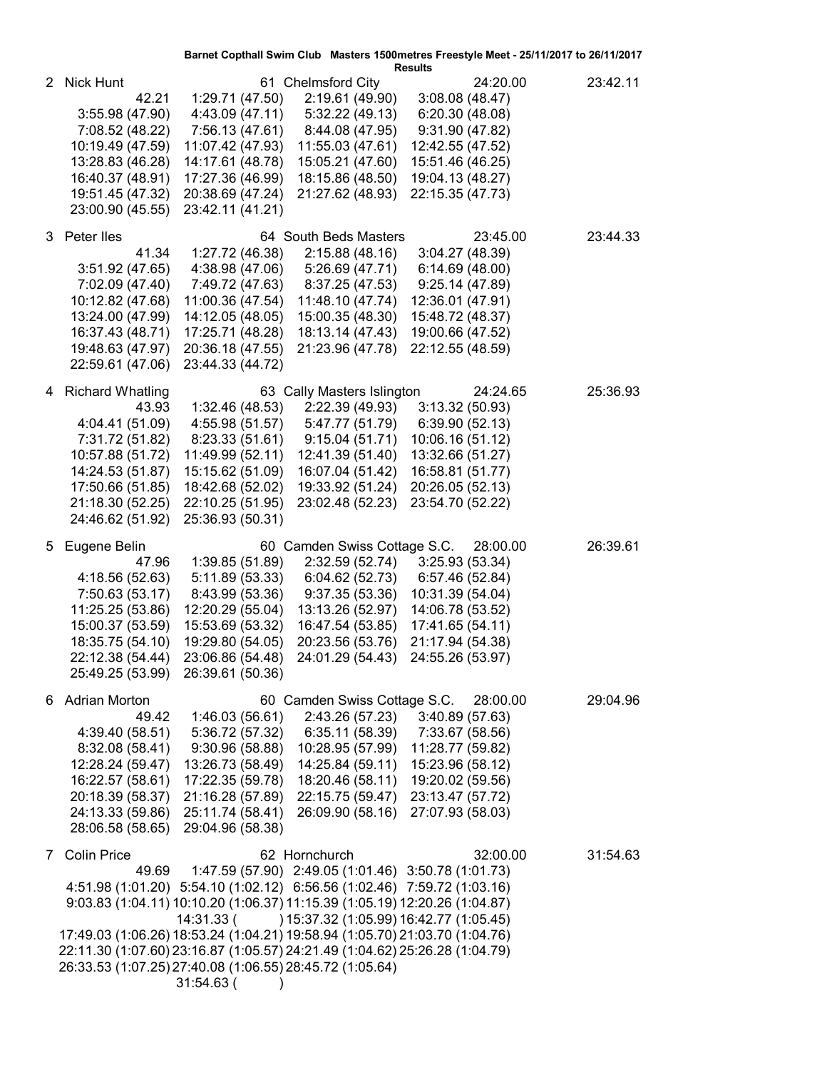**Barnet Copthall Swim Club Masters 1500metres Freestyle Meet - 25/11/2017 to 26/11/2017**

**Results**

2 Nick Hunt 61 Chelmsford City 24:20.00 23:42.11

42.21 1:29.71 (47.50) 2:19.61 (49.90) 3:08.08 (48.47)
3:55.98 (47.90) 4:43.09 (47.11) 5:32.22 (49.13) 6:20.30 (48.08)
7:08.52 (48.22) 7:56.13 (47.61) 8:44.08 (47.95) 9:31.90 (47.82)
10:19.49 (47.59) 11:07.42 (47.93) 11:55.03 (47.61) 12:42.55 (47.52)
13:28.83 (46.28) 14:17.61 (48.78) 15:05.21 (47.60) 15:51.46 (46.25)
16:40.37 (48.91) 17:27.36 (46.99) 18:15.86 (48.50) 19:04.13 (48.27)
19:51.45 (47.32) 20:38.69 (47.24) 21:27.62 (48.93) 22:15.35 (47.73)
23:00.90 (45.55) 23:42.11 (41.21)

3 Peter Iles 64 South Beds Masters 23:45.00 23:44.33

41.34 1:27.72 (46.38) 2:15.88 (48.16) 3:04.27 (48.39)
3:51.92 (47.65) 4:38.98 (47.06) 5:26.69 (47.71) 6:14.69 (48.00)
7:02.09 (47.40) 7:49.72 (47.63) 8:37.25 (47.53) 9:25.14 (47.89)
10:12.82 (47.68) 11:00.36 (47.54) 11:48.10 (47.74) 12:36.01 (47.91)
13:24.00 (47.99) 14:12.05 (48.05) 15:00.35 (48.30) 15:48.72 (48.37)
16:37.43 (48.71) 17:25.71 (48.28) 18:13.14 (47.43) 19:00.66 (47.52)
19:48.63 (47.97) 20:36.18 (47.55) 21:23.96 (47.78) 22:12.55 (48.59)
22:59.61 (47.06) 23:44.33 (44.72)

4 Richard Whatling 63 Cally Masters Islington 24:24.65 25:36.93

43.93 1:32.46 (48.53) 2:22.39 (49.93) 3:13.32 (50.93)
4:04.41 (51.09) 4:55.98 (51.57) 5:47.77 (51.79) 6:39.90 (52.13)
7:31.72 (51.82) 8:23.33 (51.61) 9:15.04 (51.71) 10:06.16 (51.12)
10:57.88 (51.72) 11:49.99 (52.11) 12:41.39 (51.40) 13:32.66 (51.27)
14:24.53 (51.87) 15:15.62 (51.09) 16:07.04 (51.42) 16:58.81 (51.77)
17:50.66 (51.85) 18:42.68 (52.02) 19:33.92 (51.24) 20:26.05 (52.13)
21:18.30 (52.25) 22:10.25 (51.95) 23:02.48 (52.23) 23:54.70 (52.22)
24:46.62 (51.92) 25:36.93 (50.31)

5 Eugene Belin 60 Camden Swiss Cottage S.C. 28:00.00 26:39.61

47.96 1:39.85 (51.89) 2:32.59 (52.74) 3:25.93 (53.34)
4:18.56 (52.63) 5:11.89 (53.33) 6:04.62 (52.73) 6:57.46 (52.84)
7:50.63 (53.17) 8:43.99 (53.36) 9:37.35 (53.36) 10:31.39 (54.04)
11:25.25 (53.86) 12:20.29 (55.04) 13:13.26 (52.97) 14:06.78 (53.52)
15:00.37 (53.59) 15:53.69 (53.32) 16:47.54 (53.85) 17:41.65 (54.11)
18:35.75 (54.10) 19:29.80 (54.05) 20:23.56 (53.76) 21:17.94 (54.38)
22:12.38 (54.44) 23:06.86 (54.48) 24:01.29 (54.43) 24:55.26 (53.97)
25:49.25 (53.99) 26:39.61 (50.36)

6 Adrian Morton 60 Camden Swiss Cottage S.C. 28:00.00 29:04.96

49.42 1:46.03 (56.61) 2:43.26 (57.23) 3:40.89 (57.63)
4:39.40 (58.51) 5:36.72 (57.32) 6:35.11 (58.39) 7:33.67 (58.56)
8:32.08 (58.41) 9:30.96 (58.88) 10:28.95 (57.99) 11:28.77 (59.82)
12:28.24 (59.47) 13:26.73 (58.49) 14:25.84 (59.11) 15:23.96 (58.12)
16:22.57 (58.61) 17:22.35 (59.78) 18:20.46 (58.11) 19:20.02 (59.56)
20:18.39 (58.37) 21:16.28 (57.89) 22:15.75 (59.47) 23:13.47 (57.72)
24:13.33 (59.86) 25:11.74 (58.41) 26:09.90 (58.16) 27:07.93 (58.03)
28:06.58 (58.65) 29:04.96 (58.38)

7 Colin Price 62 Hornchurch 32:00.00 31:54.63

49.69 1:47.59 (57.90) 2:49.05 (1:01.46) 3:50.78 (1:01.73)
4:51.98 (1:01.20) 5:54.10 (1:02.12) 6:56.56 (1:02.46) 7:59.72 (1:03.16)
9:03.83 (1:04.11) 10:10.20 (1:06.37) 11:15.39 (1:05.19) 12:20.26 (1:04.87)
14:31.33 ( ) 15:37.32 (1:05.99) 16:42.77 (1:05.45)
17:49.03 (1:06.26) 18:53.24 (1:04.21) 19:58.94 (1:05.70) 21:03.70 (1:04.76)
22:11.30 (1:07.60) 23:16.87 (1:05.57) 24:21.49 (1:04.62) 25:26.28 (1:04.79)
26:33.53 (1:07.25) 27:40.08 (1:06.55) 28:45.72 (1:05.64)
31:54.63 ( )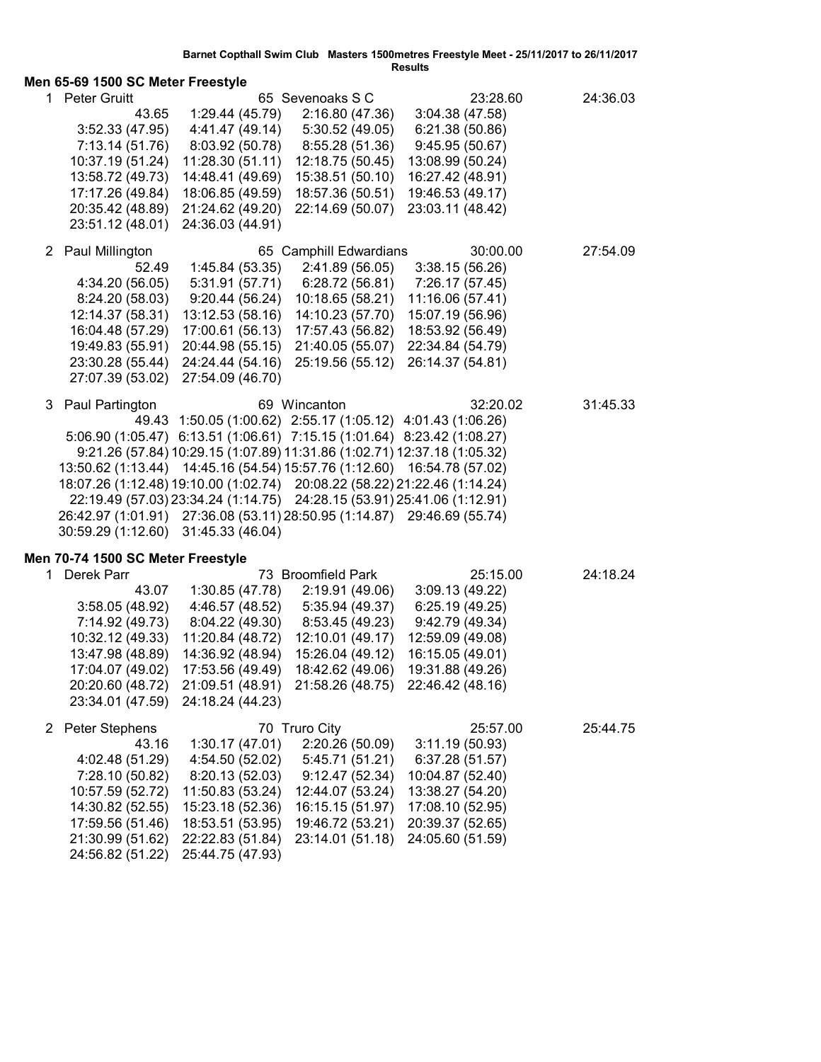**Barnet Copthall Swim Club Masters 1500metres Freestyle Meet - 25/11/2017 to 26/11/2017**

**Results**

## Men 65-69 1500 SC Meter Freestyle

1 Peter Gruitt 65 Sevenoaks S C 23:28.60 24:36.03

| | | | |
|---|---|---|---|
| 43.65 | 1:29.44 (45.79) | 2:16.80 (47.36) | 3:04.38 (47.58) |
| 3:52.33 (47.95) | 4:41.47 (49.14) | 5:30.52 (49.05) | 6:21.38 (50.86) |
| 7:13.14 (51.76) | 8:03.92 (50.78) | 8:55.28 (51.36) | 9:45.95 (50.67) |
| 10:37.19 (51.24) | 11:28.30 (51.11) | 12:18.75 (50.45) | 13:08.99 (50.24) |
| 13:58.72 (49.73) | 14:48.41 (49.69) | 15:38.51 (50.10) | 16:27.42 (48.91) |
| 17:17.26 (49.84) | 18:06.85 (49.59) | 18:57.36 (50.51) | 19:46.53 (49.17) |
| 20:35.42 (48.89) | 21:24.62 (49.20) | 22:14.69 (50.07) | 23:03.11 (48.42) |
| 23:51.12 (48.01) | 24:36.03 (44.91) | | |

2 Paul Millington 65 Camphill Edwardians 30:00.00 27:54.09

| | | | |
|---|---|---|---|
| 52.49 | 1:45.84 (53.35) | 2:41.89 (56.05) | 3:38.15 (56.26) |
| 4:34.20 (56.05) | 5:31.91 (57.71) | 6:28.72 (56.81) | 7:26.17 (57.45) |
| 8:24.20 (58.03) | 9:20.44 (56.24) | 10:18.65 (58.21) | 11:16.06 (57.41) |
| 12:14.37 (58.31) | 13:12.53 (58.16) | 14:10.23 (57.70) | 15:07.19 (56.96) |
| 16:04.48 (57.29) | 17:00.61 (56.13) | 17:57.43 (56.82) | 18:53.92 (56.49) |
| 19:49.83 (55.91) | 20:44.98 (55.15) | 21:40.05 (55.07) | 22:34.84 (54.79) |
| 23:30.28 (55.44) | 24:24.44 (54.16) | 25:19.56 (55.12) | 26:14.37 (54.81) |
| 27:07.39 (53.02) | 27:54.09 (46.70) | | |

3 Paul Partington 69 Wincanton 32:20.02 31:45.33

| | | | |
|---|---|---|---|
| 49.43 | 1:50.05 (1:00.62) | 2:55.17 (1:05.12) | 4:01.43 (1:06.26) |
| 5:06.90 (1:05.47) | 6:13.51 (1:06.61) | 7:15.15 (1:01.64) | 8:23.42 (1:08.27) |
| 9:21.26 (57.84) | 10:29.15 (1:07.89) | 11:31.86 (1:02.71) | 12:37.18 (1:05.32) |
| 13:50.62 (1:13.44) | 14:45.16 (54.54) | 15:57.76 (1:12.60) | 16:54.78 (57.02) |
| 18:07.26 (1:12.48) | 19:10.00 (1:02.74) | 20:08.22 (58.22) | 21:22.46 (1:14.24) |
| 22:19.49 (57.03) | 23:34.24 (1:14.75) | 24:28.15 (53.91) | 25:41.06 (1:12.91) |
| 26:42.97 (1:01.91) | 27:36.08 (53.11) | 28:50.95 (1:14.87) | 29:46.69 (55.74) |
| 30:59.29 (1:12.60) | 31:45.33 (46.04) | | |

## Men 70-74 1500 SC Meter Freestyle

1 Derek Parr 73 Broomfield Park 25:15.00 24:18.24

| | | | |
|---|---|---|---|
| 43.07 | 1:30.85 (47.78) | 2:19.91 (49.06) | 3:09.13 (49.22) |
| 3:58.05 (48.92) | 4:46.57 (48.52) | 5:35.94 (49.37) | 6:25.19 (49.25) |
| 7:14.92 (49.73) | 8:04.22 (49.30) | 8:53.45 (49.23) | 9:42.79 (49.34) |
| 10:32.12 (49.33) | 11:20.84 (48.72) | 12:10.01 (49.17) | 12:59.09 (49.08) |
| 13:47.98 (48.89) | 14:36.92 (48.94) | 15:26.04 (49.12) | 16:15.05 (49.01) |
| 17:04.07 (49.02) | 17:53.56 (49.49) | 18:42.62 (49.06) | 19:31.88 (49.26) |
| 20:20.60 (48.72) | 21:09.51 (48.91) | 21:58.26 (48.75) | 22:46.42 (48.16) |
| 23:34.01 (47.59) | 24:18.24 (44.23) | | |

2 Peter Stephens 70 Truro City 25:57.00 25:44.75

| | | | |
|---|---|---|---|
| 43.16 | 1:30.17 (47.01) | 2:20.26 (50.09) | 3:11.19 (50.93) |
| 4:02.48 (51.29) | 4:54.50 (52.02) | 5:45.71 (51.21) | 6:37.28 (51.57) |
| 7:28.10 (50.82) | 8:20.13 (52.03) | 9:12.47 (52.34) | 10:04.87 (52.40) |
| 10:57.59 (52.72) | 11:50.83 (53.24) | 12:44.07 (53.24) | 13:38.27 (54.20) |
| 14:30.82 (52.55) | 15:23.18 (52.36) | 16:15.15 (51.97) | 17:08.10 (52.95) |
| 17:59.56 (51.46) | 18:53.51 (53.95) | 19:46.72 (53.21) | 20:39.37 (52.65) |
| 21:30.99 (51.62) | 22:22.83 (51.84) | 23:14.01 (51.18) | 24:05.60 (51.59) |
| 24:56.82 (51.22) | 25:44.75 (47.93) | | |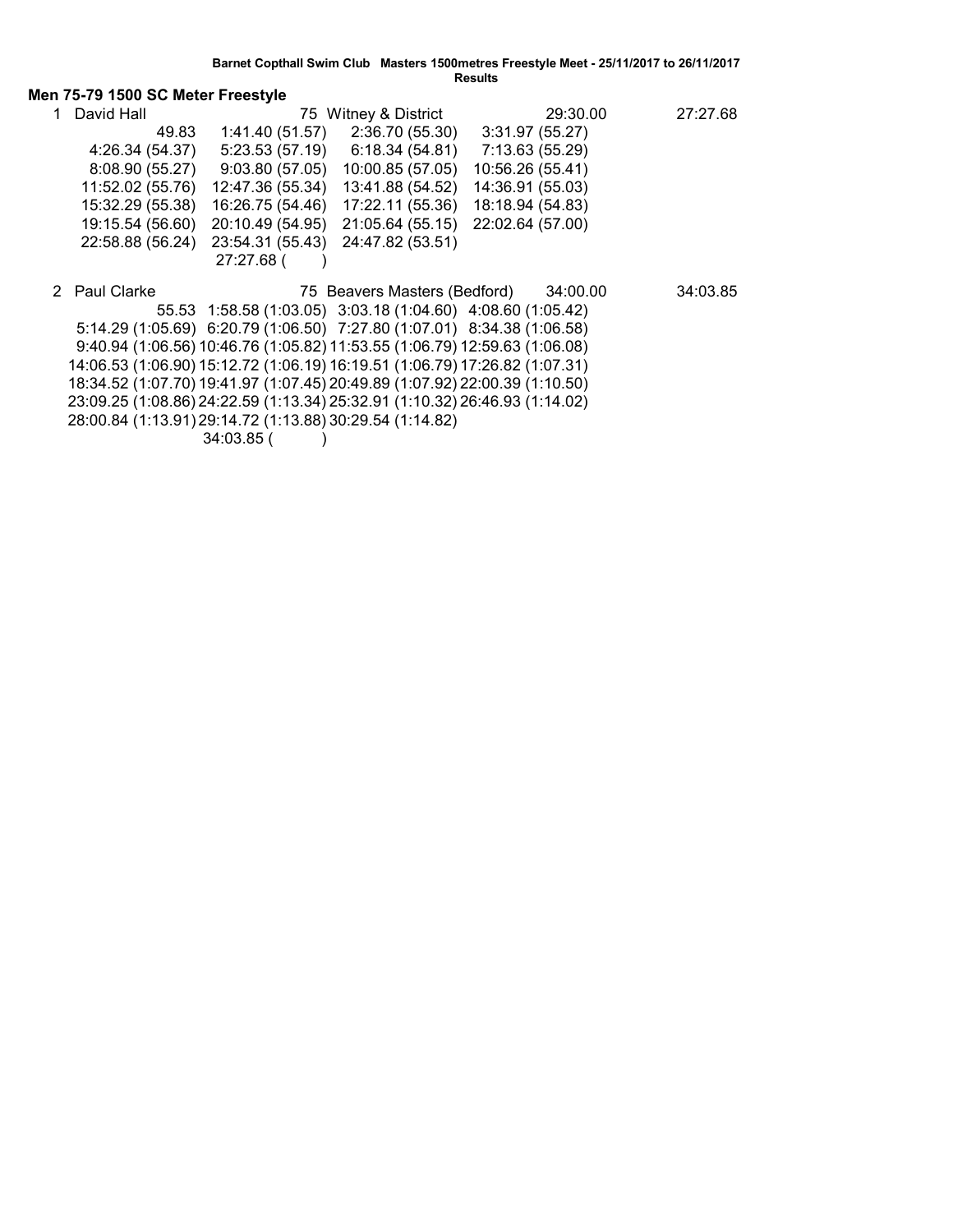## Men 75-79 1500 SC Meter Freestyle

| | | | | | |
|---|---|---|---|---|---|
| 1 | David Hall | 75 | Witney & District | 29:30.00 | 27:27.68 |

49.83 1:41.40 (51.57) 2:36.70 (55.30) 3:31.97 (55.27)
4:26.34 (54.37) 5:23.53 (57.19) 6:18.34 (54.81) 7:13.63 (55.29)
8:08.90 (55.27) 9:03.80 (57.05) 10:00.85 (57.05) 10:56.26 (55.41)
11:52.02 (55.76) 12:47.36 (55.34) 13:41.88 (54.52) 14:36.91 (55.03)
15:32.29 (55.38) 16:26.75 (54.46) 17:22.11 (55.36) 18:18.94 (54.83)
19:15.54 (56.60) 20:10.49 (54.95) 21:05.64 (55.15) 22:02.64 (57.00)
22:58.88 (56.24) 23:54.31 (55.43) 24:47.82 (53.51)
27:27.68 ( )

| | | | | | |
|---|---|---|---|---|---|
| 2 | Paul Clarke | 75 | Beavers Masters (Bedford) | 34:00.00 | 34:03.85 |

55.53 1:58.58 (1:03.05) 3:03.18 (1:04.60) 4:08.60 (1:05.42)
5:14.29 (1:05.69) 6:20.79 (1:06.50) 7:27.80 (1:07.01) 8:34.38 (1:06.58)
9:40.94 (1:06.56) 10:46.76 (1:05.82) 11:53.55 (1:06.79) 12:59.63 (1:06.08)
14:06.53 (1:06.90) 15:12.72 (1:06.19) 16:19.51 (1:06.79) 17:26.82 (1:07.31)
18:34.52 (1:07.70) 19:41.97 (1:07.45) 20:49.89 (1:07.92) 22:00.39 (1:10.50)
23:09.25 (1:08.86) 24:22.59 (1:13.34) 25:32.91 (1:10.32) 26:46.93 (1:14.02)
28:00.84 (1:13.91) 29:14.72 (1:13.88) 30:29.54 (1:14.82)
34:03.85 ( )